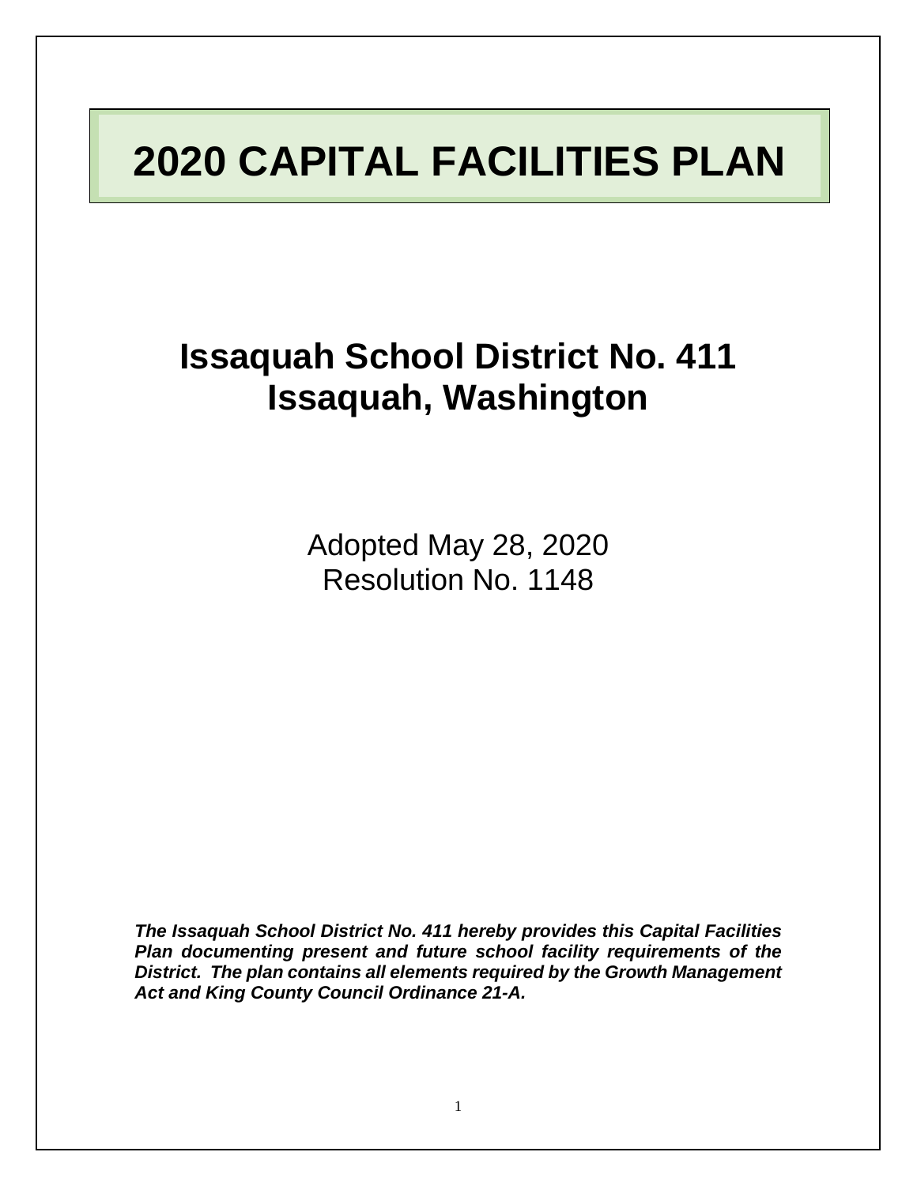# 2020 CAPITAL FACILITIES PLAN

## Issaquah School District No. 411
## Issaquah, Washington

Adopted May 28, 2020
Resolution No. 1148

***The Issaquah School District No. 411 hereby provides this Capital Facilities Plan documenting present and future school facility requirements of the District. The plan contains all elements required by the Growth Management Act and King County Council Ordinance 21-A.***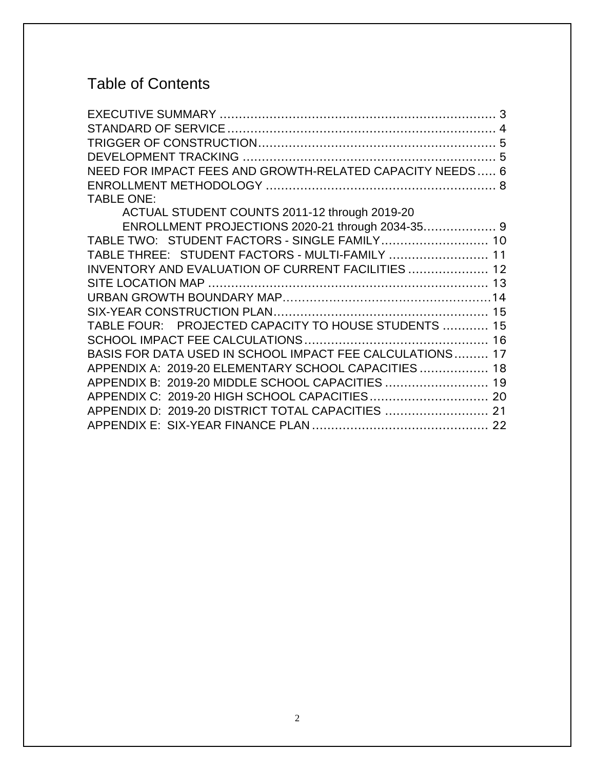# Table of Contents

EXECUTIVE SUMMARY .......................................................................... 3
STANDARD OF SERVICE ...................................................................... 4
TRIGGER OF CONSTRUCTION .............................................................. 5
DEVELOPMENT TRACKING .................................................................. 5
NEED FOR IMPACT FEES AND GROWTH-RELATED CAPACITY NEEDS ..... 6
ENROLLMENT METHODOLOGY ............................................................ 8
TABLE ONE:
    ACTUAL STUDENT COUNTS 2011-12 through 2019-20
    ENROLLMENT PROJECTIONS 2020-21 through 2034-35................... 9
TABLE TWO: STUDENT FACTORS - SINGLE FAMILY ............................ 10
TABLE THREE: STUDENT FACTORS - MULTI-FAMILY .......................... 11
INVENTORY AND EVALUATION OF CURRENT FACILITIES ..................... 12
SITE LOCATION MAP ........................................................................ 13
URBAN GROWTH BOUNDARY MAP .................................................... 14
SIX-YEAR CONSTRUCTION PLAN ....................................................... 15
TABLE FOUR: PROJECTED CAPACITY TO HOUSE STUDENTS ............ 15
SCHOOL IMPACT FEE CALCULATIONS ................................................ 16
BASIS FOR DATA USED IN SCHOOL IMPACT FEE CALCULATIONS ......... 17
APPENDIX A: 2019-20 ELEMENTARY SCHOOL CAPACITIES .................. 18
APPENDIX B: 2019-20 MIDDLE SCHOOL CAPACITIES ........................... 19
APPENDIX C: 2019-20 HIGH SCHOOL CAPACITIES ............................... 20
APPENDIX D: 2019-20 DISTRICT TOTAL CAPACITIES ........................... 21
APPENDIX E: SIX-YEAR FINANCE PLAN .............................................. 22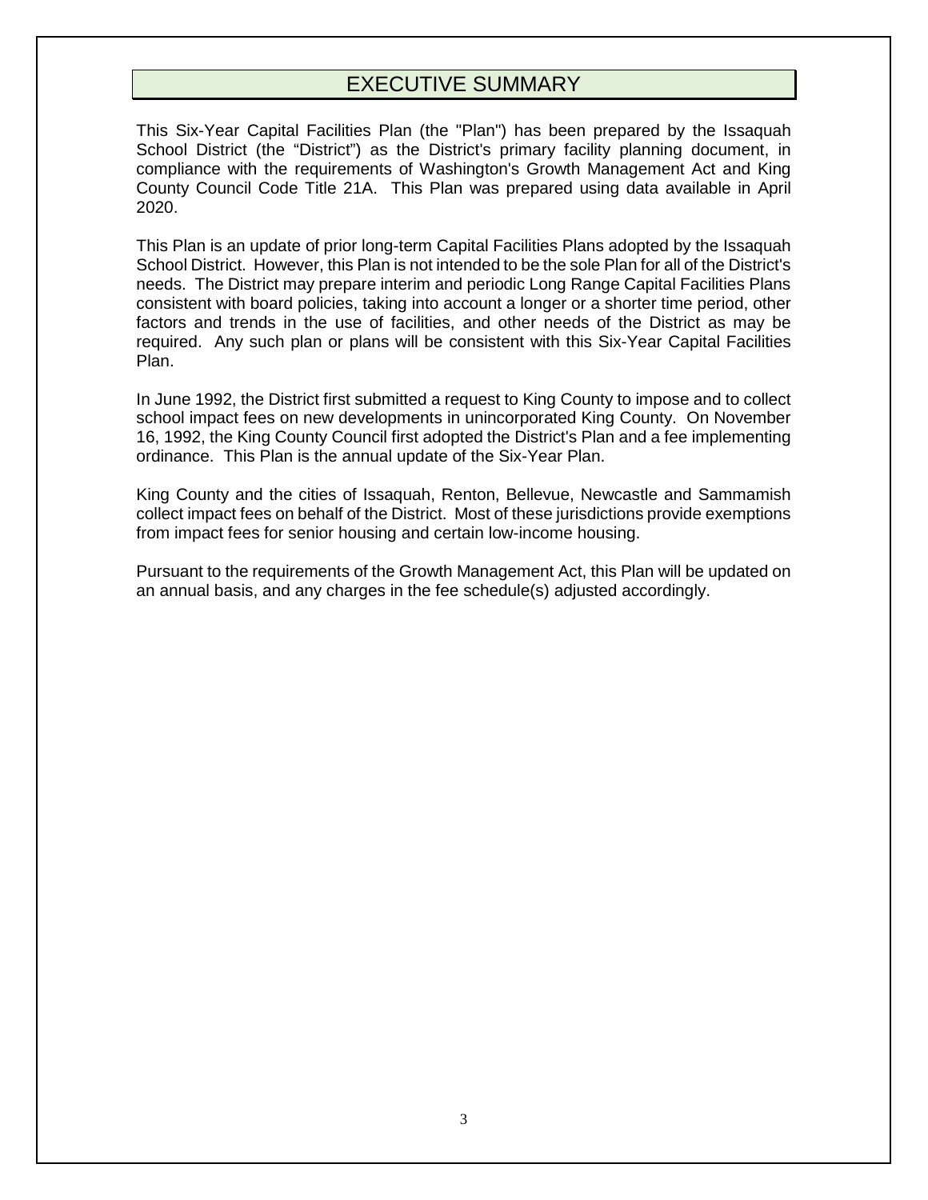# EXECUTIVE SUMMARY

This Six-Year Capital Facilities Plan (the "Plan") has been prepared by the Issaquah School District (the "District") as the District's primary facility planning document, in compliance with the requirements of Washington's Growth Management Act and King County Council Code Title 21A. This Plan was prepared using data available in April 2020.

This Plan is an update of prior long-term Capital Facilities Plans adopted by the Issaquah School District. However, this Plan is not intended to be the sole Plan for all of the District's needs. The District may prepare interim and periodic Long Range Capital Facilities Plans consistent with board policies, taking into account a longer or a shorter time period, other factors and trends in the use of facilities, and other needs of the District as may be required. Any such plan or plans will be consistent with this Six-Year Capital Facilities Plan.

In June 1992, the District first submitted a request to King County to impose and to collect school impact fees on new developments in unincorporated King County. On November 16, 1992, the King County Council first adopted the District's Plan and a fee implementing ordinance. This Plan is the annual update of the Six-Year Plan.

King County and the cities of Issaquah, Renton, Bellevue, Newcastle and Sammamish collect impact fees on behalf of the District. Most of these jurisdictions provide exemptions from impact fees for senior housing and certain low-income housing.

Pursuant to the requirements of the Growth Management Act, this Plan will be updated on an annual basis, and any charges in the fee schedule(s) adjusted accordingly.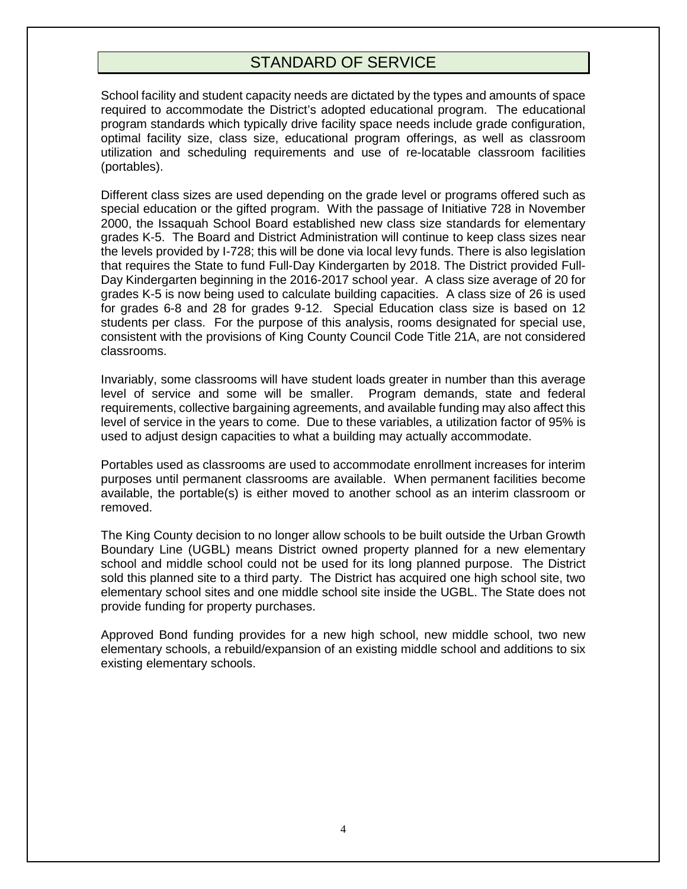# STANDARD OF SERVICE

School facility and student capacity needs are dictated by the types and amounts of space required to accommodate the District's adopted educational program. The educational program standards which typically drive facility space needs include grade configuration, optimal facility size, class size, educational program offerings, as well as classroom utilization and scheduling requirements and use of re-locatable classroom facilities (portables).

Different class sizes are used depending on the grade level or programs offered such as special education or the gifted program. With the passage of Initiative 728 in November 2000, the Issaquah School Board established new class size standards for elementary grades K-5. The Board and District Administration will continue to keep class sizes near the levels provided by I-728; this will be done via local levy funds. There is also legislation that requires the State to fund Full-Day Kindergarten by 2018. The District provided Full-Day Kindergarten beginning in the 2016-2017 school year. A class size average of 20 for grades K-5 is now being used to calculate building capacities. A class size of 26 is used for grades 6-8 and 28 for grades 9-12. Special Education class size is based on 12 students per class. For the purpose of this analysis, rooms designated for special use, consistent with the provisions of King County Council Code Title 21A, are not considered classrooms.

Invariably, some classrooms will have student loads greater in number than this average level of service and some will be smaller. Program demands, state and federal requirements, collective bargaining agreements, and available funding may also affect this level of service in the years to come. Due to these variables, a utilization factor of 95% is used to adjust design capacities to what a building may actually accommodate.

Portables used as classrooms are used to accommodate enrollment increases for interim purposes until permanent classrooms are available. When permanent facilities become available, the portable(s) is either moved to another school as an interim classroom or removed.

The King County decision to no longer allow schools to be built outside the Urban Growth Boundary Line (UGBL) means District owned property planned for a new elementary school and middle school could not be used for its long planned purpose. The District sold this planned site to a third party. The District has acquired one high school site, two elementary school sites and one middle school site inside the UGBL. The State does not provide funding for property purchases.

Approved Bond funding provides for a new high school, new middle school, two new elementary schools, a rebuild/expansion of an existing middle school and additions to six existing elementary schools.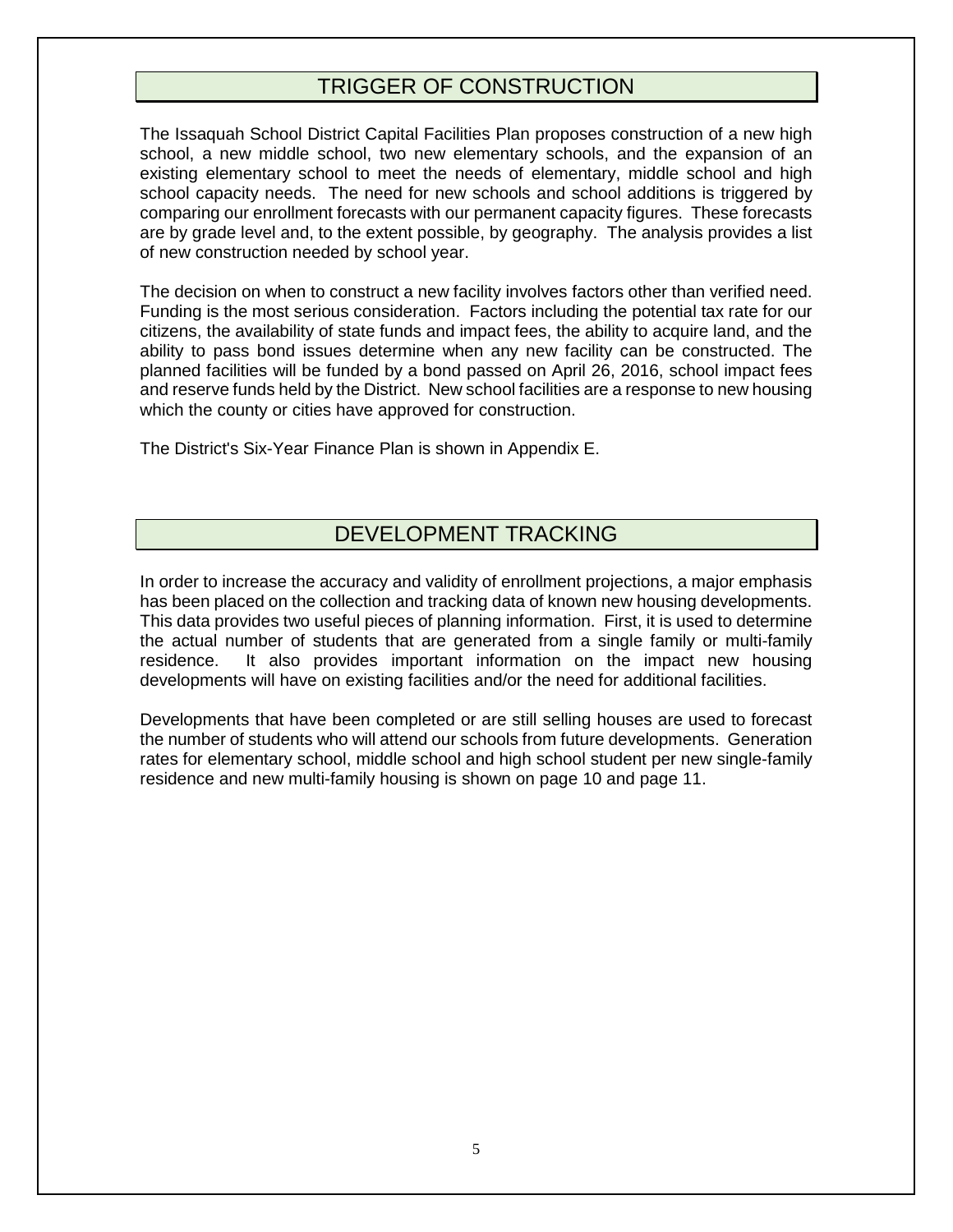## TRIGGER OF CONSTRUCTION

The Issaquah School District Capital Facilities Plan proposes construction of a new high school, a new middle school, two new elementary schools, and the expansion of an existing elementary school to meet the needs of elementary, middle school and high school capacity needs. The need for new schools and school additions is triggered by comparing our enrollment forecasts with our permanent capacity figures. These forecasts are by grade level and, to the extent possible, by geography. The analysis provides a list of new construction needed by school year.

The decision on when to construct a new facility involves factors other than verified need. Funding is the most serious consideration. Factors including the potential tax rate for our citizens, the availability of state funds and impact fees, the ability to acquire land, and the ability to pass bond issues determine when any new facility can be constructed. The planned facilities will be funded by a bond passed on April 26, 2016, school impact fees and reserve funds held by the District. New school facilities are a response to new housing which the county or cities have approved for construction.

The District's Six-Year Finance Plan is shown in Appendix E.

## DEVELOPMENT TRACKING

In order to increase the accuracy and validity of enrollment projections, a major emphasis has been placed on the collection and tracking data of known new housing developments. This data provides two useful pieces of planning information. First, it is used to determine the actual number of students that are generated from a single family or multi-family residence. It also provides important information on the impact new housing developments will have on existing facilities and/or the need for additional facilities.

Developments that have been completed or are still selling houses are used to forecast the number of students who will attend our schools from future developments. Generation rates for elementary school, middle school and high school student per new single-family residence and new multi-family housing is shown on page 10 and page 11.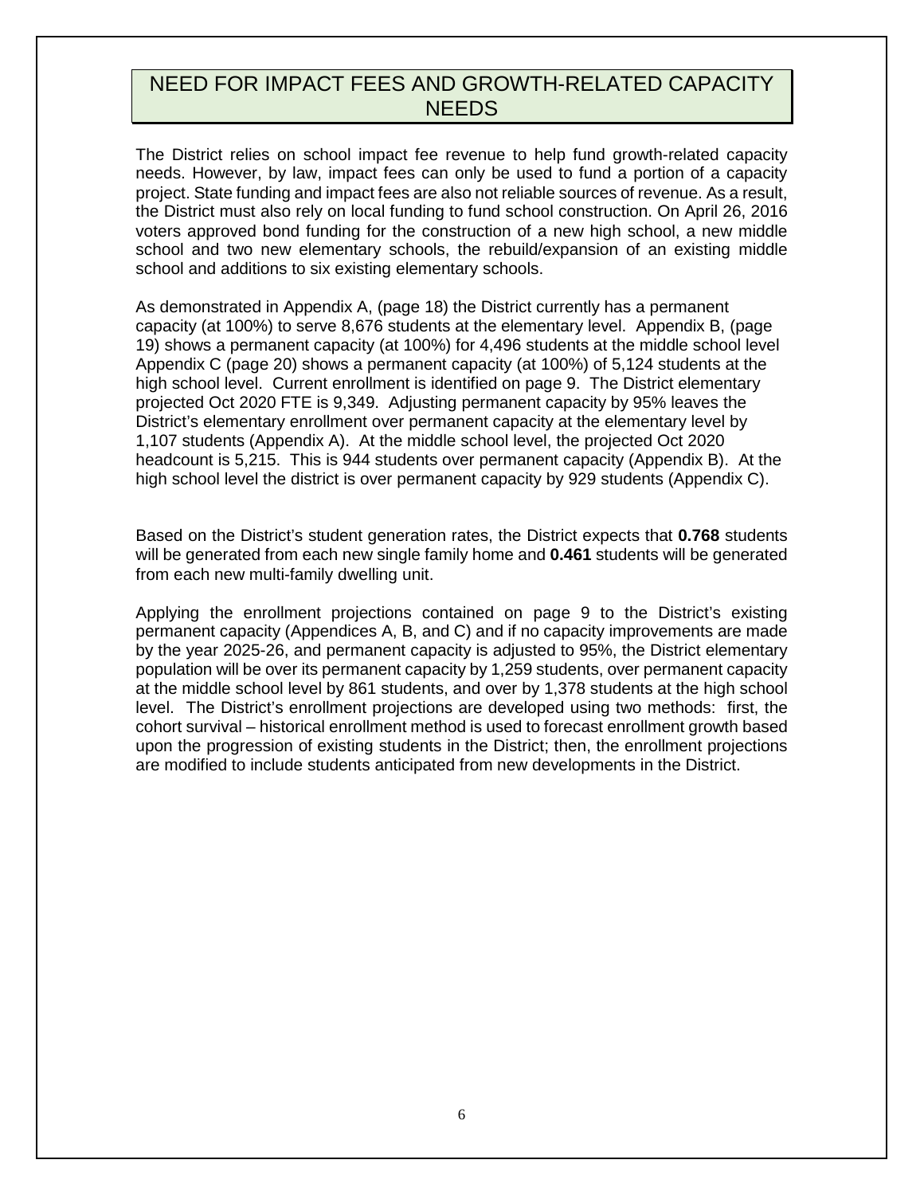# NEED FOR IMPACT FEES AND GROWTH-RELATED CAPACITY NEEDS

The District relies on school impact fee revenue to help fund growth-related capacity needs. However, by law, impact fees can only be used to fund a portion of a capacity project. State funding and impact fees are also not reliable sources of revenue. As a result, the District must also rely on local funding to fund school construction. On April 26, 2016 voters approved bond funding for the construction of a new high school, a new middle school and two new elementary schools, the rebuild/expansion of an existing middle school and additions to six existing elementary schools.

As demonstrated in Appendix A, (page 18) the District currently has a permanent capacity (at 100%) to serve 8,676 students at the elementary level. Appendix B, (page 19) shows a permanent capacity (at 100%) for 4,496 students at the middle school level Appendix C (page 20) shows a permanent capacity (at 100%) of 5,124 students at the high school level. Current enrollment is identified on page 9. The District elementary projected Oct 2020 FTE is 9,349. Adjusting permanent capacity by 95% leaves the District's elementary enrollment over permanent capacity at the elementary level by 1,107 students (Appendix A). At the middle school level, the projected Oct 2020 headcount is 5,215. This is 944 students over permanent capacity (Appendix B). At the high school level the district is over permanent capacity by 929 students (Appendix C).

Based on the District's student generation rates, the District expects that **0.768** students will be generated from each new single family home and **0.461** students will be generated from each new multi-family dwelling unit.

Applying the enrollment projections contained on page 9 to the District's existing permanent capacity (Appendices A, B, and C) and if no capacity improvements are made by the year 2025-26, and permanent capacity is adjusted to 95%, the District elementary population will be over its permanent capacity by 1,259 students, over permanent capacity at the middle school level by 861 students, and over by 1,378 students at the high school level. The District's enrollment projections are developed using two methods: first, the cohort survival – historical enrollment method is used to forecast enrollment growth based upon the progression of existing students in the District; then, the enrollment projections are modified to include students anticipated from new developments in the District.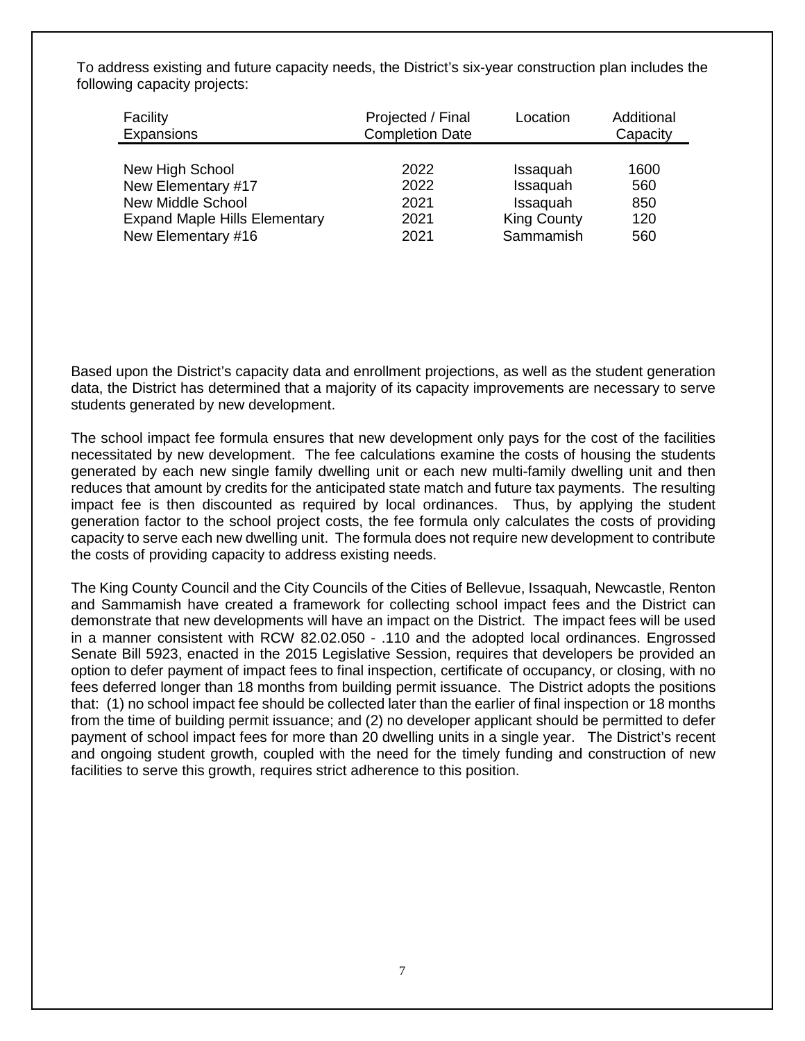To address existing and future capacity needs, the District's six-year construction plan includes the following capacity projects:

| Facility Expansions | Projected / Final Completion Date | Location | Additional Capacity |
|---|---|---|---|
| New High School | 2022 | Issaquah | 1600 |
| New Elementary #17 | 2022 | Issaquah | 560 |
| New Middle School | 2021 | Issaquah | 850 |
| Expand Maple Hills Elementary | 2021 | King County | 120 |
| New Elementary #16 | 2021 | Sammamish | 560 |

Based upon the District's capacity data and enrollment projections, as well as the student generation data, the District has determined that a majority of its capacity improvements are necessary to serve students generated by new development.

The school impact fee formula ensures that new development only pays for the cost of the facilities necessitated by new development. The fee calculations examine the costs of housing the students generated by each new single family dwelling unit or each new multi-family dwelling unit and then reduces that amount by credits for the anticipated state match and future tax payments. The resulting impact fee is then discounted as required by local ordinances. Thus, by applying the student generation factor to the school project costs, the fee formula only calculates the costs of providing capacity to serve each new dwelling unit. The formula does not require new development to contribute the costs of providing capacity to address existing needs.

The King County Council and the City Councils of the Cities of Bellevue, Issaquah, Newcastle, Renton and Sammamish have created a framework for collecting school impact fees and the District can demonstrate that new developments will have an impact on the District. The impact fees will be used in a manner consistent with RCW 82.02.050 - .110 and the adopted local ordinances. Engrossed Senate Bill 5923, enacted in the 2015 Legislative Session, requires that developers be provided an option to defer payment of impact fees to final inspection, certificate of occupancy, or closing, with no fees deferred longer than 18 months from building permit issuance. The District adopts the positions that: (1) no school impact fee should be collected later than the earlier of final inspection or 18 months from the time of building permit issuance; and (2) no developer applicant should be permitted to defer payment of school impact fees for more than 20 dwelling units in a single year. The District's recent and ongoing student growth, coupled with the need for the timely funding and construction of new facilities to serve this growth, requires strict adherence to this position.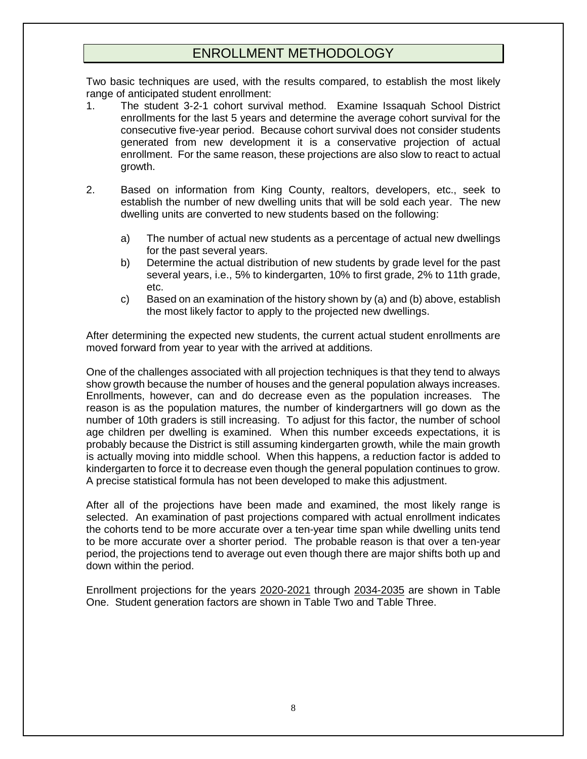# ENROLLMENT METHODOLOGY

Two basic techniques are used, with the results compared, to establish the most likely range of anticipated student enrollment:

1. The student 3-2-1 cohort survival method. Examine Issaquah School District enrollments for the last 5 years and determine the average cohort survival for the consecutive five-year period. Because cohort survival does not consider students generated from new development it is a conservative projection of actual enrollment. For the same reason, these projections are also slow to react to actual growth.

2. Based on information from King County, realtors, developers, etc., seek to establish the number of new dwelling units that will be sold each year. The new dwelling units are converted to new students based on the following:

   a) The number of actual new students as a percentage of actual new dwellings for the past several years.
   b) Determine the actual distribution of new students by grade level for the past several years, i.e., 5% to kindergarten, 10% to first grade, 2% to 11th grade, etc.
   c) Based on an examination of the history shown by (a) and (b) above, establish the most likely factor to apply to the projected new dwellings.

After determining the expected new students, the current actual student enrollments are moved forward from year to year with the arrived at additions.

One of the challenges associated with all projection techniques is that they tend to always show growth because the number of houses and the general population always increases. Enrollments, however, can and do decrease even as the population increases. The reason is as the population matures, the number of kindergartners will go down as the number of 10th graders is still increasing. To adjust for this factor, the number of school age children per dwelling is examined. When this number exceeds expectations, it is probably because the District is still assuming kindergarten growth, while the main growth is actually moving into middle school. When this happens, a reduction factor is added to kindergarten to force it to decrease even though the general population continues to grow. A precise statistical formula has not been developed to make this adjustment.

After all of the projections have been made and examined, the most likely range is selected. An examination of past projections compared with actual enrollment indicates the cohorts tend to be more accurate over a ten-year time span while dwelling units tend to be more accurate over a shorter period. The probable reason is that over a ten-year period, the projections tend to average out even though there are major shifts both up and down within the period.

Enrollment projections for the years 2020-2021 through 2034-2035 are shown in Table One. Student generation factors are shown in Table Two and Table Three.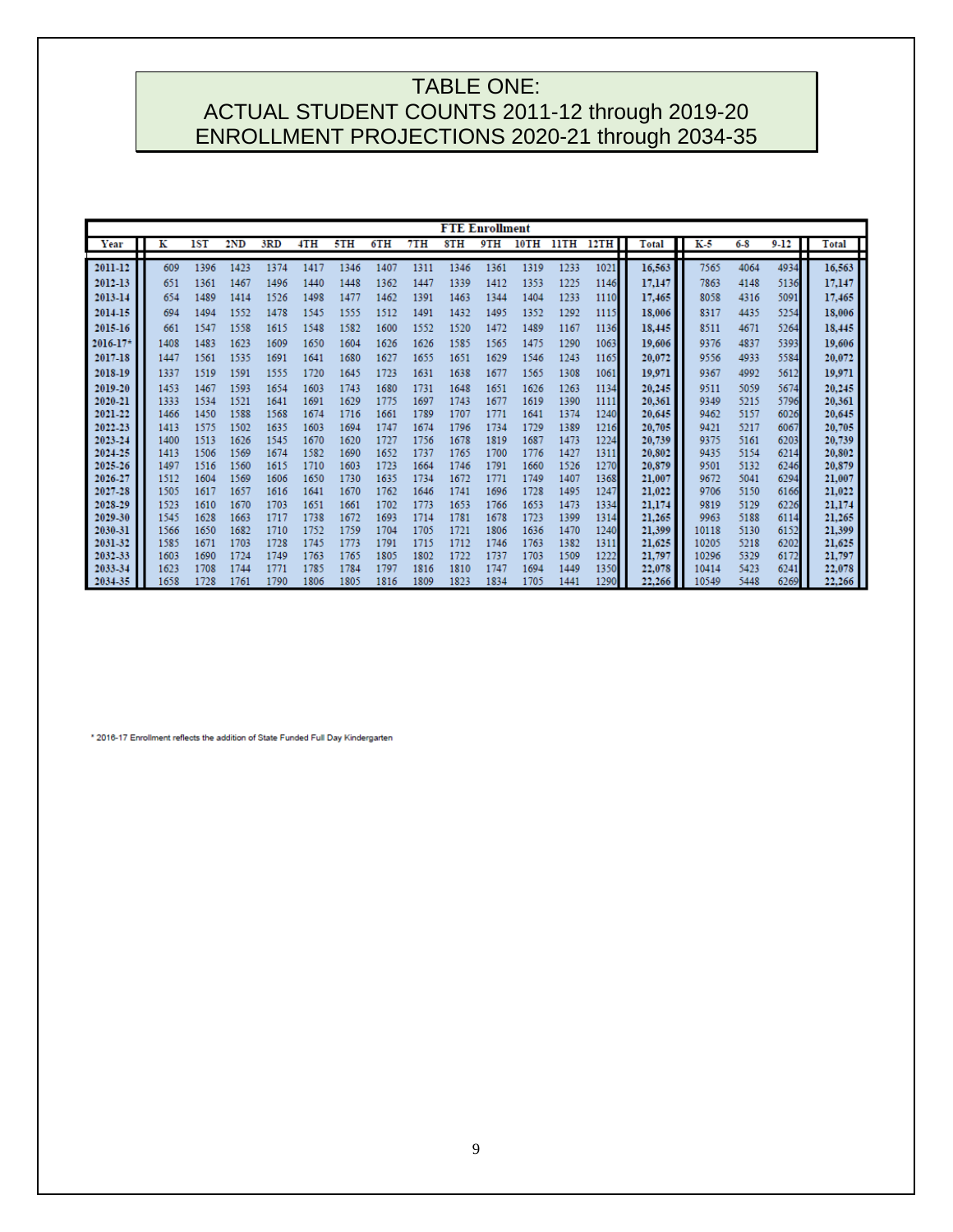# TABLE ONE:
# ACTUAL STUDENT COUNTS 2011-12 through 2019-20
# ENROLLMENT PROJECTIONS 2020-21 through 2034-35

| FTE Enrollment | | | | | | | | | | | | | | | | | | | |
|---|---|---|---|---|---|---|---|---|---|---|---|---|---|---|---|---|---|---|---|
| Year | K | 1ST | 2ND | 3RD | 4TH | 5TH | 6TH | 7TH | 8TH | 9TH | 10TH | 11TH | 12TH | Total | K-5 | 6-8 | 9-12 | Total |
| 2011-12 | 609 | 1396 | 1423 | 1374 | 1417 | 1346 | 1407 | 1311 | 1346 | 1361 | 1319 | 1233 | 1021 | 16,563 | 7565 | 4064 | 4934 | 16,563 |
| 2012-13 | 651 | 1361 | 1467 | 1496 | 1440 | 1448 | 1362 | 1447 | 1339 | 1412 | 1353 | 1225 | 1146 | 17,147 | 7863 | 4148 | 5136 | 17,147 |
| 2013-14 | 654 | 1489 | 1414 | 1526 | 1498 | 1477 | 1462 | 1391 | 1463 | 1344 | 1404 | 1233 | 1110 | 17,465 | 8058 | 4316 | 5091 | 17,465 |
| 2014-15 | 694 | 1494 | 1552 | 1478 | 1545 | 1555 | 1512 | 1491 | 1432 | 1495 | 1352 | 1292 | 1115 | 18,006 | 8317 | 4435 | 5254 | 18,006 |
| 2015-16 | 661 | 1547 | 1558 | 1615 | 1548 | 1582 | 1600 | 1552 | 1520 | 1472 | 1489 | 1167 | 1136 | 18,445 | 8511 | 4671 | 5264 | 18,445 |
| 2016-17* | 1408 | 1483 | 1623 | 1609 | 1650 | 1604 | 1626 | 1626 | 1585 | 1565 | 1475 | 1290 | 1063 | 19,606 | 9376 | 4837 | 5393 | 19,606 |
| 2017-18 | 1447 | 1561 | 1535 | 1691 | 1641 | 1680 | 1627 | 1655 | 1651 | 1629 | 1546 | 1243 | 1165 | 20,072 | 9556 | 4933 | 5584 | 20,072 |
| 2018-19 | 1337 | 1519 | 1591 | 1555 | 1720 | 1645 | 1723 | 1631 | 1638 | 1677 | 1565 | 1308 | 1061 | 19,971 | 9367 | 4992 | 5612 | 19,971 |
| 2019-20 | 1453 | 1467 | 1593 | 1654 | 1603 | 1743 | 1680 | 1731 | 1648 | 1651 | 1626 | 1263 | 1134 | 20,245 | 9511 | 5059 | 5674 | 20,245 |
| 2020-21 | 1333 | 1534 | 1521 | 1641 | 1691 | 1629 | 1775 | 1697 | 1743 | 1677 | 1619 | 1390 | 1111 | 20,361 | 9349 | 5215 | 5796 | 20,361 |
| 2021-22 | 1466 | 1450 | 1588 | 1568 | 1674 | 1716 | 1661 | 1789 | 1707 | 1771 | 1641 | 1374 | 1240 | 20,645 | 9462 | 5157 | 6026 | 20,645 |
| 2022-23 | 1413 | 1575 | 1502 | 1635 | 1603 | 1694 | 1747 | 1674 | 1796 | 1734 | 1729 | 1389 | 1216 | 20,705 | 9421 | 5217 | 6067 | 20,705 |
| 2023-24 | 1400 | 1513 | 1626 | 1545 | 1670 | 1620 | 1727 | 1756 | 1678 | 1819 | 1687 | 1473 | 1224 | 20,739 | 9375 | 5161 | 6203 | 20,739 |
| 2024-25 | 1413 | 1506 | 1569 | 1674 | 1582 | 1690 | 1652 | 1737 | 1765 | 1700 | 1776 | 1427 | 1311 | 20,802 | 9435 | 5154 | 6214 | 20,802 |
| 2025-26 | 1497 | 1516 | 1560 | 1615 | 1710 | 1603 | 1723 | 1664 | 1746 | 1791 | 1660 | 1526 | 1270 | 20,879 | 9501 | 5132 | 6246 | 20,879 |
| 2026-27 | 1512 | 1604 | 1569 | 1606 | 1650 | 1730 | 1635 | 1734 | 1672 | 1771 | 1749 | 1407 | 1368 | 21,007 | 9672 | 5041 | 6294 | 21,007 |
| 2027-28 | 1505 | 1617 | 1657 | 1616 | 1641 | 1670 | 1762 | 1646 | 1741 | 1696 | 1728 | 1495 | 1247 | 21,022 | 9706 | 5150 | 6166 | 21,022 |
| 2028-29 | 1523 | 1610 | 1670 | 1703 | 1651 | 1661 | 1702 | 1773 | 1653 | 1766 | 1653 | 1473 | 1334 | 21,174 | 9819 | 5129 | 6226 | 21,174 |
| 2029-30 | 1545 | 1628 | 1663 | 1717 | 1738 | 1672 | 1693 | 1714 | 1781 | 1678 | 1723 | 1399 | 1314 | 21,265 | 9963 | 5188 | 6114 | 21,265 |
| 2030-31 | 1566 | 1650 | 1682 | 1710 | 1752 | 1759 | 1704 | 1705 | 1721 | 1806 | 1636 | 1470 | 1240 | 21,399 | 10118 | 5130 | 6152 | 21,399 |
| 2031-32 | 1585 | 1671 | 1703 | 1728 | 1745 | 1773 | 1791 | 1715 | 1712 | 1746 | 1763 | 1382 | 1311 | 21,625 | 10205 | 5218 | 6202 | 21,625 |
| 2032-33 | 1603 | 1690 | 1724 | 1749 | 1763 | 1765 | 1805 | 1802 | 1722 | 1737 | 1703 | 1509 | 1222 | 21,797 | 10296 | 5329 | 6172 | 21,797 |
| 2033-34 | 1623 | 1708 | 1744 | 1771 | 1785 | 1784 | 1797 | 1816 | 1810 | 1747 | 1694 | 1449 | 1350 | 22,078 | 10414 | 5423 | 6241 | 22,078 |
| 2034-35 | 1658 | 1728 | 1761 | 1790 | 1806 | 1805 | 1816 | 1809 | 1823 | 1834 | 1705 | 1441 | 1290 | 22,266 | 10549 | 5448 | 6269 | 22,266 |

* 2016-17 Enrollment reflects the addition of State Funded Full Day Kindergarten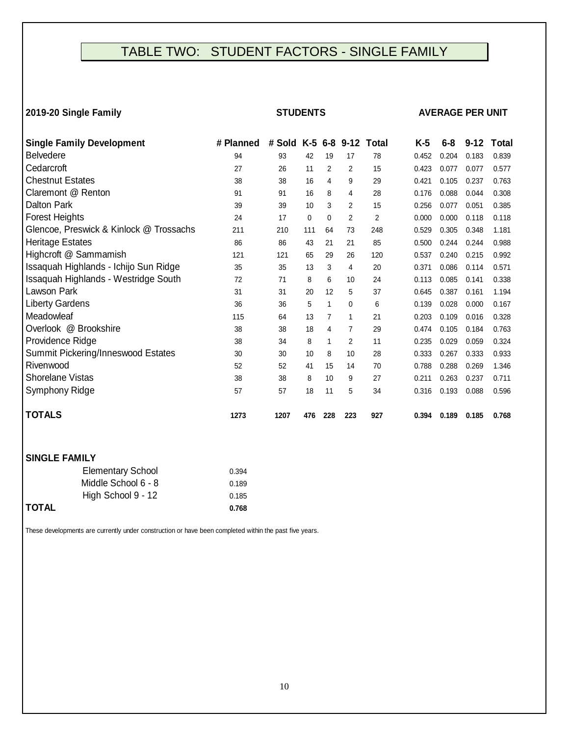# TABLE TWO: STUDENT FACTORS - SINGLE FAMILY

| 2019-20 Single Family | | | STUDENTS | | | | AVERAGE PER UNIT | | | |
|---|---|---|---|---|---|---|---|---|---|---|
| **Single Family Development** | **# Planned** | **# Sold** | **K-5** | **6-8** | **9-12** | **Total** | **K-5** | **6-8** | **9-12** | **Total** |
| Belvedere | 94 | 93 | 42 | 19 | 17 | 78 | 0.452 | 0.204 | 0.183 | 0.839 |
| Cedarcroft | 27 | 26 | 11 | 2 | 2 | 15 | 0.423 | 0.077 | 0.077 | 0.577 |
| Chestnut Estates | 38 | 38 | 16 | 4 | 9 | 29 | 0.421 | 0.105 | 0.237 | 0.763 |
| Claremont @ Renton | 91 | 91 | 16 | 8 | 4 | 28 | 0.176 | 0.088 | 0.044 | 0.308 |
| Dalton Park | 39 | 39 | 10 | 3 | 2 | 15 | 0.256 | 0.077 | 0.051 | 0.385 |
| Forest Heights | 24 | 17 | 0 | 0 | 2 | 2 | 0.000 | 0.000 | 0.118 | 0.118 |
| Glencoe, Preswick & Kinlock @ Trossachs | 211 | 210 | 111 | 64 | 73 | 248 | 0.529 | 0.305 | 0.348 | 1.181 |
| Heritage Estates | 86 | 86 | 43 | 21 | 21 | 85 | 0.500 | 0.244 | 0.244 | 0.988 |
| Highcroft @ Sammamish | 121 | 121 | 65 | 29 | 26 | 120 | 0.537 | 0.240 | 0.215 | 0.992 |
| Issaquah Highlands - Ichijo Sun Ridge | 35 | 35 | 13 | 3 | 4 | 20 | 0.371 | 0.086 | 0.114 | 0.571 |
| Issaquah Highlands - Westridge South | 72 | 71 | 8 | 6 | 10 | 24 | 0.113 | 0.085 | 0.141 | 0.338 |
| Lawson Park | 31 | 31 | 20 | 12 | 5 | 37 | 0.645 | 0.387 | 0.161 | 1.194 |
| Liberty Gardens | 36 | 36 | 5 | 1 | 0 | 6 | 0.139 | 0.028 | 0.000 | 0.167 |
| Meadowleaf | 115 | 64 | 13 | 7 | 1 | 21 | 0.203 | 0.109 | 0.016 | 0.328 |
| Overlook @ Brookshire | 38 | 38 | 18 | 4 | 7 | 29 | 0.474 | 0.105 | 0.184 | 0.763 |
| Providence Ridge | 38 | 34 | 8 | 1 | 2 | 11 | 0.235 | 0.029 | 0.059 | 0.324 |
| Summit Pickering/Inneswood Estates | 30 | 30 | 10 | 8 | 10 | 28 | 0.333 | 0.267 | 0.333 | 0.933 |
| Rivenwood | 52 | 52 | 41 | 15 | 14 | 70 | 0.788 | 0.288 | 0.269 | 1.346 |
| Shorelane Vistas | 38 | 38 | 8 | 10 | 9 | 27 | 0.211 | 0.263 | 0.237 | 0.711 |
| Symphony Ridge | 57 | 57 | 18 | 11 | 5 | 34 | 0.316 | 0.193 | 0.088 | 0.596 |
| **TOTALS** | **1273** | **1207** | **476** | **228** | **223** | **927** | **0.394** | **0.189** | **0.185** | **0.768** |

| **SINGLE FAMILY** | |
|---|---|
| Elementary School | 0.394 |
| Middle School 6 - 8 | 0.189 |
| High School 9 - 12 | 0.185 |
| **TOTAL** | **0.768** |

These developments are currently under construction or have been completed within the past five years.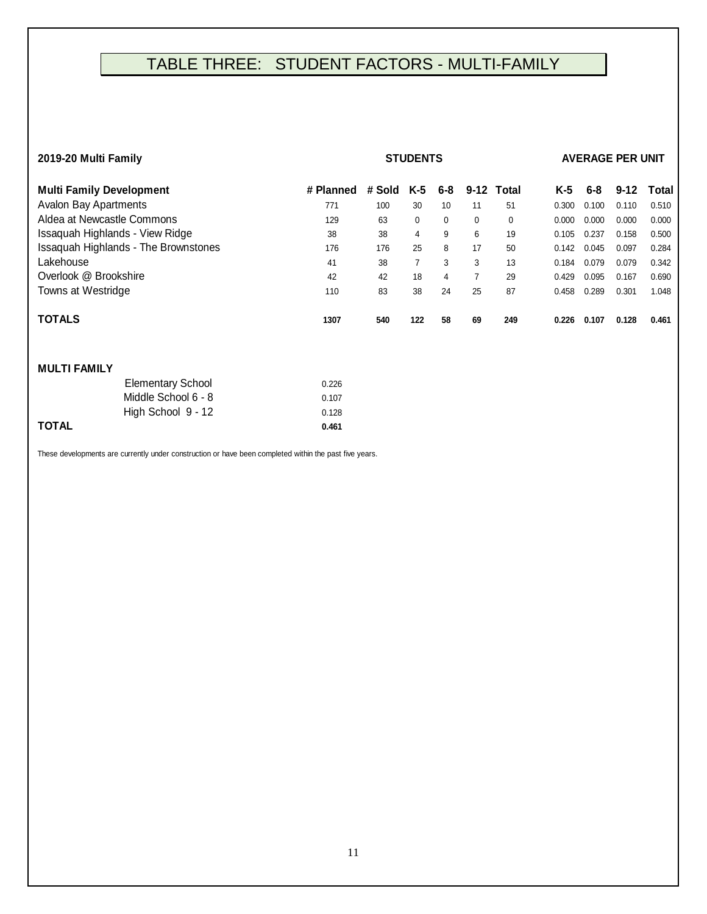# TABLE THREE: STUDENT FACTORS - MULTI-FAMILY

| 2019-20 Multi Family | | | STUDENTS | | | | AVERAGE PER UNIT | | | |
|---|---|---|---|---|---|---|---|---|---|---|
| **Multi Family Development** | **# Planned** | **# Sold** | **K-5** | **6-8** | **9-12** | **Total** | **K-5** | **6-8** | **9-12** | **Total** |
| Avalon Bay Apartments | 771 | 100 | 30 | 10 | 11 | 51 | 0.300 | 0.100 | 0.110 | 0.510 |
| Aldea at Newcastle Commons | 129 | 63 | 0 | 0 | 0 | 0 | 0.000 | 0.000 | 0.000 | 0.000 |
| Issaquah Highlands - View Ridge | 38 | 38 | 4 | 9 | 6 | 19 | 0.105 | 0.237 | 0.158 | 0.500 |
| Issaquah Highlands - The Brownstones | 176 | 176 | 25 | 8 | 17 | 50 | 0.142 | 0.045 | 0.097 | 0.284 |
| Lakehouse | 41 | 38 | 7 | 3 | 3 | 13 | 0.184 | 0.079 | 0.079 | 0.342 |
| Overlook @ Brookshire | 42 | 42 | 18 | 4 | 7 | 29 | 0.429 | 0.095 | 0.167 | 0.690 |
| Towns at Westridge | 110 | 83 | 38 | 24 | 25 | 87 | 0.458 | 0.289 | 0.301 | 1.048 |
| **TOTALS** | **1307** | **540** | **122** | **58** | **69** | **249** | **0.226** | **0.107** | **0.128** | **0.461** |

| MULTI FAMILY | |
|---|---|
| Elementary School | 0.226 |
| Middle School 6 - 8 | 0.107 |
| High School 9 - 12 | 0.128 |
| **TOTAL** | **0.461** |

These developments are currently under construction or have been completed within the past five years.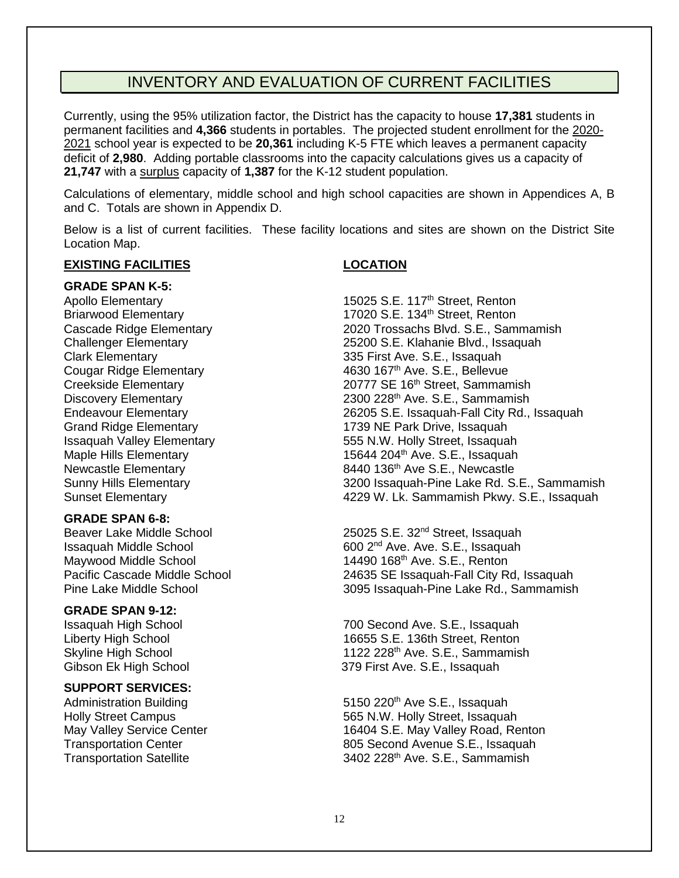# INVENTORY AND EVALUATION OF CURRENT FACILITIES

Currently, using the 95% utilization factor, the District has the capacity to house **17,381** students in permanent facilities and **4,366** students in portables. The projected student enrollment for the 2020-2021 school year is expected to be **20,361** including K-5 FTE which leaves a permanent capacity deficit of **2,980**. Adding portable classrooms into the capacity calculations gives us a capacity of **21,747** with a surplus capacity of **1,387** for the K-12 student population.

Calculations of elementary, middle school and high school capacities are shown in Appendices A, B and C. Totals are shown in Appendix D.

Below is a list of current facilities. These facility locations and sites are shown on the District Site Location Map.

| **EXISTING FACILITIES** | **LOCATION** |
|---|---|
| **GRADE SPAN K-5:** | |
| Apollo Elementary | 15025 S.E. 117th Street, Renton |
| Briarwood Elementary | 17020 S.E. 134th Street, Renton |
| Cascade Ridge Elementary | 2020 Trossachs Blvd. S.E., Sammamish |
| Challenger Elementary | 25200 S.E. Klahanie Blvd., Issaquah |
| Clark Elementary | 335 First Ave. S.E., Issaquah |
| Cougar Ridge Elementary | 4630 167th Ave. S.E., Bellevue |
| Creekside Elementary | 20777 SE 16th Street, Sammamish |
| Discovery Elementary | 2300 228th Ave. S.E., Sammamish |
| Endeavour Elementary | 26205 S.E. Issaquah-Fall City Rd., Issaquah |
| Grand Ridge Elementary | 1739 NE Park Drive, Issaquah |
| Issaquah Valley Elementary | 555 N.W. Holly Street, Issaquah |
| Maple Hills Elementary | 15644 204th Ave. S.E., Issaquah |
| Newcastle Elementary | 8440 136th Ave S.E., Newcastle |
| Sunny Hills Elementary | 3200 Issaquah-Pine Lake Rd. S.E., Sammamish |
| Sunset Elementary | 4229 W. Lk. Sammamish Pkwy. S.E., Issaquah |
| **GRADE SPAN 6-8:** | |
| Beaver Lake Middle School | 25025 S.E. 32nd Street, Issaquah |
| Issaquah Middle School | 600 2nd Ave. Ave. S.E., Issaquah |
| Maywood Middle School | 14490 168th Ave. S.E., Renton |
| Pacific Cascade Middle School | 24635 SE Issaquah-Fall City Rd, Issaquah |
| Pine Lake Middle School | 3095 Issaquah-Pine Lake Rd., Sammamish |
| **GRADE SPAN 9-12:** | |
| Issaquah High School | 700 Second Ave. S.E., Issaquah |
| Liberty High School | 16655 S.E. 136th Street, Renton |
| Skyline High School | 1122 228th Ave. S.E., Sammamish |
| Gibson Ek High School | 379 First Ave. S.E., Issaquah |
| **SUPPORT SERVICES:** | |
| Administration Building | 5150 220th Ave S.E., Issaquah |
| Holly Street Campus | 565 N.W. Holly Street, Issaquah |
| May Valley Service Center | 16404 S.E. May Valley Road, Renton |
| Transportation Center | 805 Second Avenue S.E., Issaquah |
| Transportation Satellite | 3402 228th Ave. S.E., Sammamish |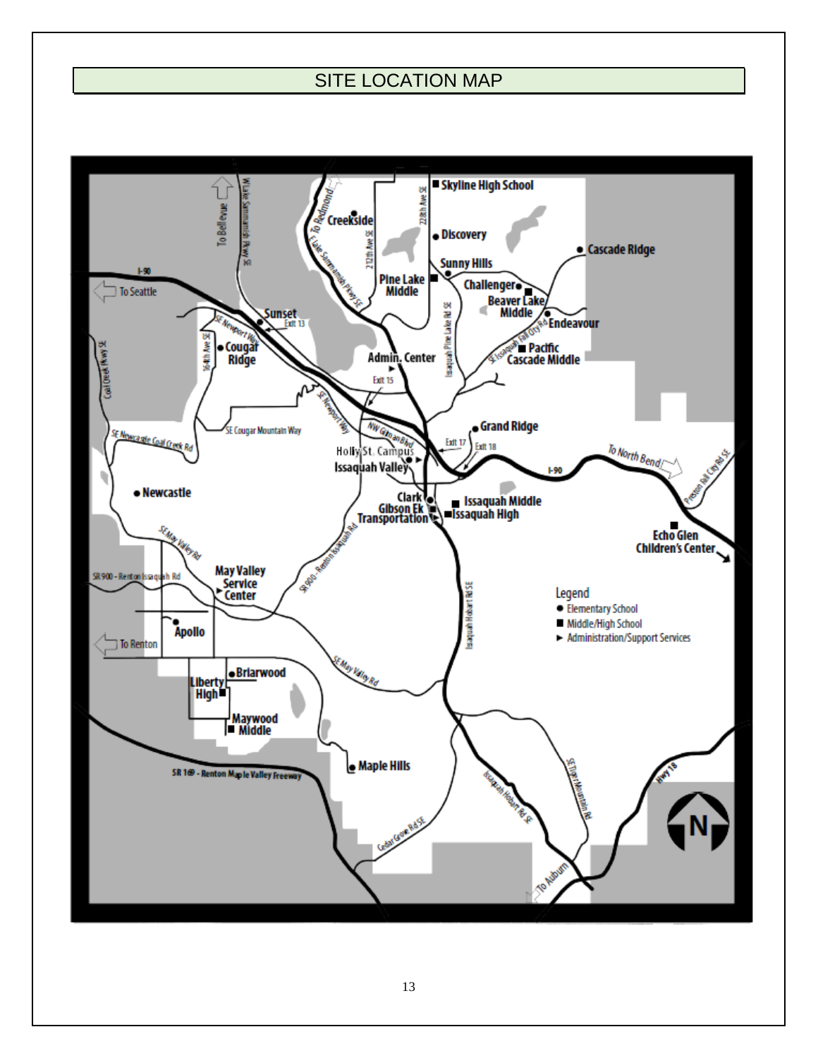# SITE LOCATION MAP

Skyline High School
Creekside
Discovery
Cascade Ridge
Sunny Hills
Pine Lake Middle
Challenger
Beaver Lake Middle
Endeavour
Sunset
Cougar Ridge
Admin. Center
Pacific Cascade Middle
Grand Ridge
Holly St. Campus
Issaquah Valley
Newcastle
Clark
Gibson Ek
Transportation
Issaquah Middle
Issaquah High
Echo Glen Children's Center
May Valley Service Center
Apollo
Briarwood
Liberty High
Maywood Middle
Maple Hills

To Bellevue
To Seattle
To Redmond
To North Bend
To Renton
To Auburn
I-90
Exit 13
Exit 15
Exit 17
Exit 18
W Lake Sammamish Pkwy SE
E Lake Sammamish Pkwy SE
212th Ave SE
228th Ave SE
Issaquah Pine Lake Rd SE
SE Issaquah Fall City Rd
SE Newport Way
164th Ave SE
Coal Creek Pkwy SE
SE Cougar Mountain Way
SE Newcastle Coal Creek Rd
NW Gilman Blvd
SR 900 - Renton Issaquah Rd
SE May Valley Rd
Issaquah Hobart Rd SE
Preston Fall City Rd SE
SR 169 - Renton Maple Valley Freeway
Cedar Grove Rd SE
SE Tiger Mountain Rd
Hwy 18
N

**Legend**

- ● Elementary School
- ■ Middle/High School
- ► Administration/Support Services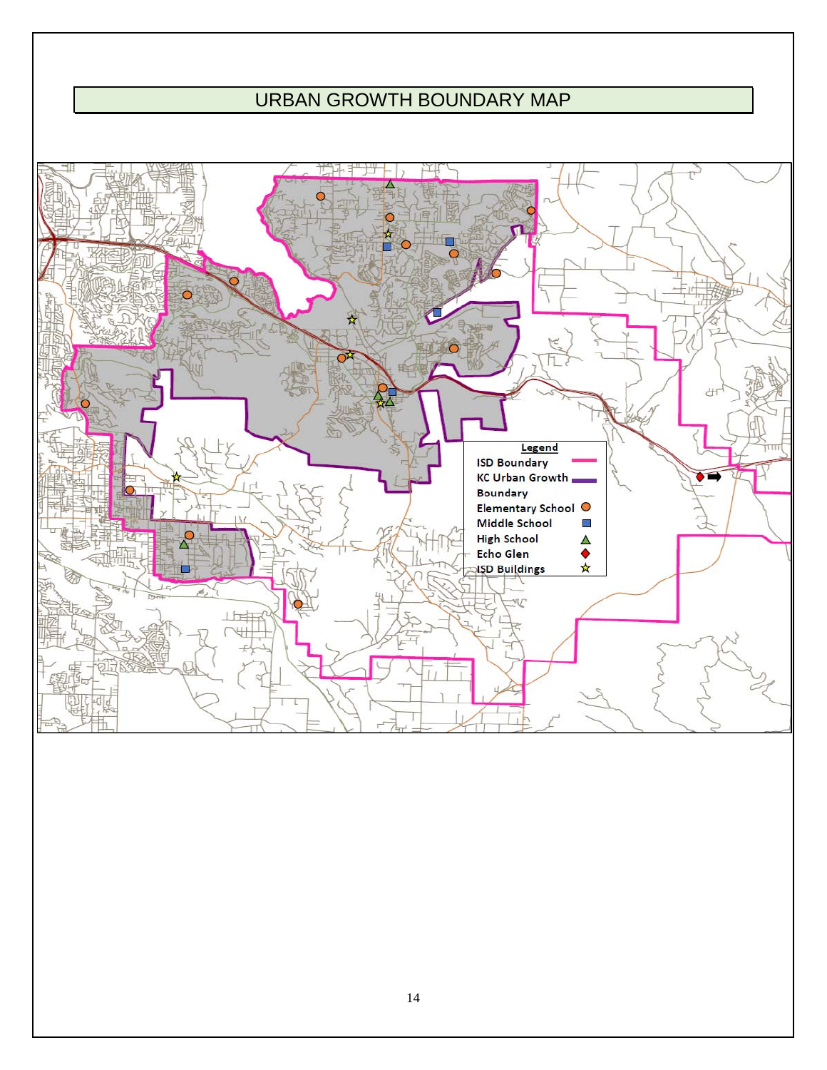# URBAN GROWTH BOUNDARY MAP

**Legend**

- ISD Boundary
- KC Urban Growth Boundary
- Elementary School
- Middle School
- High School
- Echo Glen
- ISD Buildings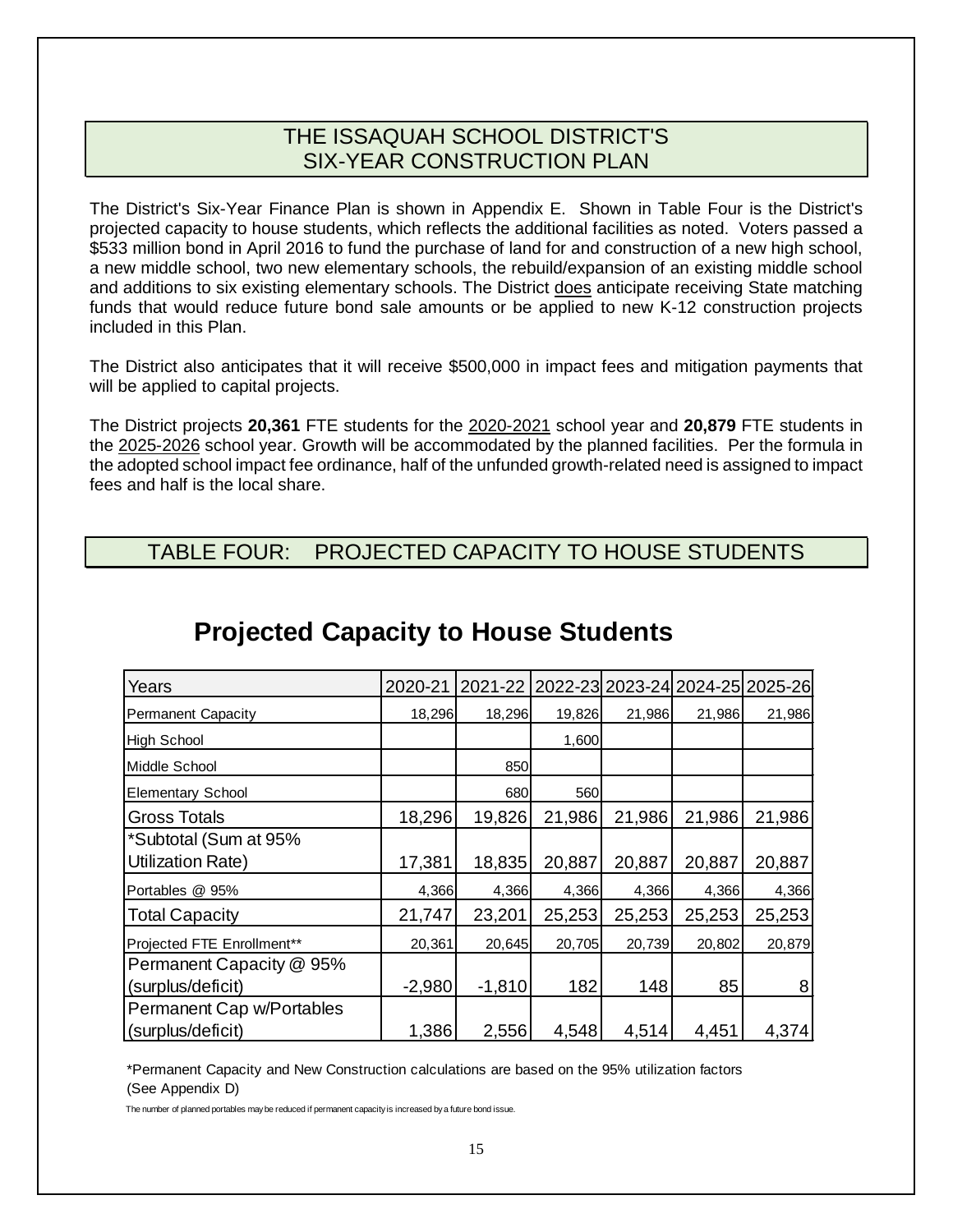## THE ISSAQUAH SCHOOL DISTRICT'S SIX-YEAR CONSTRUCTION PLAN

The District's Six-Year Finance Plan is shown in Appendix E. Shown in Table Four is the District's projected capacity to house students, which reflects the additional facilities as noted. Voters passed a $533 million bond in April 2016 to fund the purchase of land for and construction of a new high school, a new middle school, two new elementary schools, the rebuild/expansion of an existing middle school and additions to six existing elementary schools. The District does anticipate receiving State matching funds that would reduce future bond sale amounts or be applied to new K-12 construction projects included in this Plan.

The District also anticipates that it will receive $500,000 in impact fees and mitigation payments that will be applied to capital projects.

The District projects **20,361** FTE students for the 2020-2021 school year and **20,879** FTE students in the 2025-2026 school year. Growth will be accommodated by the planned facilities. Per the formula in the adopted school impact fee ordinance, half of the unfunded growth-related need is assigned to impact fees and half is the local share.

## TABLE FOUR: PROJECTED CAPACITY TO HOUSE STUDENTS

### Projected Capacity to House Students

| Years | 2020-21 | 2021-22 | 2022-23 | 2023-24 | 2024-25 | 2025-26 |
|---|---|---|---|---|---|---|
| Permanent Capacity | 18,296 | 18,296 | 19,826 | 21,986 | 21,986 | 21,986 |
| High School | | | 1,600 | | | |
| Middle School | | 850 | | | | |
| Elementary School | | 680 | 560 | | | |
| Gross Totals | 18,296 | 19,826 | 21,986 | 21,986 | 21,986 | 21,986 |
| *Subtotal (Sum at 95% Utilization Rate) | 17,381 | 18,835 | 20,887 | 20,887 | 20,887 | 20,887 |
| Portables @ 95% | 4,366 | 4,366 | 4,366 | 4,366 | 4,366 | 4,366 |
| Total Capacity | 21,747 | 23,201 | 25,253 | 25,253 | 25,253 | 25,253 |
| Projected FTE Enrollment** | 20,361 | 20,645 | 20,705 | 20,739 | 20,802 | 20,879 |
| Permanent Capacity @ 95% (surplus/deficit) | -2,980 | -1,810 | 182 | 148 | 85 | 8 |
| Permanent Cap w/Portables (surplus/deficit) | 1,386 | 2,556 | 4,548 | 4,514 | 4,451 | 4,374 |

*Permanent Capacity and New Construction calculations are based on the 95% utilization factors (See Appendix D)

The number of planned portables may be reduced if permanent capacity is increased by a future bond issue.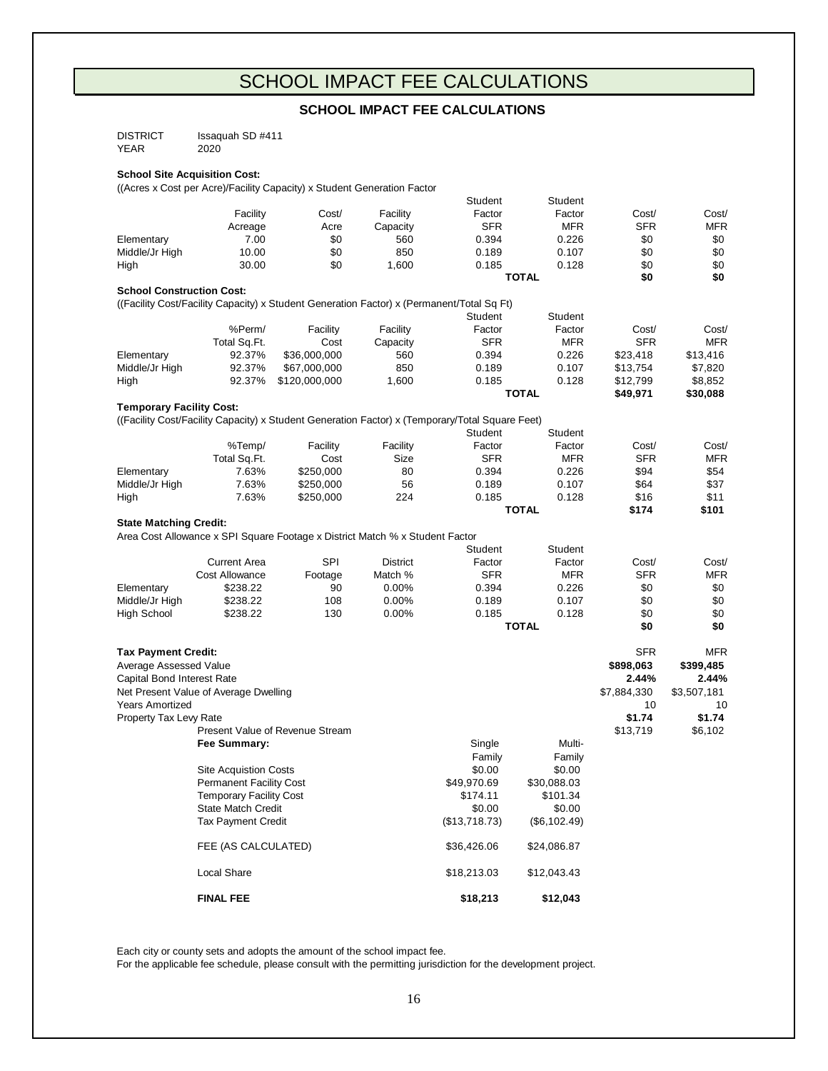# SCHOOL IMPACT FEE CALCULATIONS

## SCHOOL IMPACT FEE CALCULATIONS

DISTRICT Issaquah SD #411
YEAR 2020

**School Site Acquisition Cost:**

((Acres x Cost per Acre)/Facility Capacity) x Student Generation Factor

| | Facility Acreage | Cost/ Acre | Facility Capacity | Student Factor SFR | Student Factor MFR | Cost/ SFR | Cost/ MFR |
|---|---|---|---|---|---|---|---|
| Elementary | 7.00 | $0 | 560 | 0.394 | 0.226 | $0 | $0 |
| Middle/Jr High | 10.00 | $0 | 850 | 0.189 | 0.107 | $0 | $0 |
| High | 30.00 | $0 | 1,600 | 0.185 | 0.128 | $0 | $0 |
| | | | | | **TOTAL** | **$0** | **$0** |

**School Construction Cost:**

((Facility Cost/Facility Capacity) x Student Generation Factor) x (Permanent/Total Sq Ft)

| | %Perm/ Total Sq.Ft. | Facility Cost | Facility Capacity | Student Factor SFR | Student Factor MFR | Cost/ SFR | Cost/ MFR |
|---|---|---|---|---|---|---|---|
| Elementary | 92.37% | $36,000,000 | 560 | 0.394 | 0.226 | $23,418 | $13,416 |
| Middle/Jr High | 92.37% | $67,000,000 | 850 | 0.189 | 0.107 | $13,754 | $7,820 |
| High | 92.37% | $120,000,000 | 1,600 | 0.185 | 0.128 | $12,799 | $8,852 |
| | | | | | **TOTAL** | **$49,971** | **$30,088** |

**Temporary Facility Cost:**

((Facility Cost/Facility Capacity) x Student Generation Factor) x (Temporary/Total Square Feet)

| | %Temp/ Total Sq.Ft. | Facility Cost | Facility Size | Student Factor SFR | Student Factor MFR | Cost/ SFR | Cost/ MFR |
|---|---|---|---|---|---|---|---|
| Elementary | 7.63% | $250,000 | 80 | 0.394 | 0.226 | $94 | $54 |
| Middle/Jr High | 7.63% | $250,000 | 56 | 0.189 | 0.107 | $64 | $37 |
| High | 7.63% | $250,000 | 224 | 0.185 | 0.128 | $16 | $11 |
| | | | | | **TOTAL** | **$174** | **$101** |

**State Matching Credit:**

Area Cost Allowance x SPI Square Footage x District Match % x Student Factor

| | Current Area Cost Allowance | SPI Footage | District Match % | Student Factor SFR | Student Factor MFR | Cost/ SFR | Cost/ MFR |
|---|---|---|---|---|---|---|---|
| Elementary | $238.22 | 90 | 0.00% | 0.394 | 0.226 | $0 | $0 |
| Middle/Jr High | $238.22 | 108 | 0.00% | 0.189 | 0.107 | $0 | $0 |
| High School | $238.22 | 130 | 0.00% | 0.185 | 0.128 | $0 | $0 |
| | | | | | **TOTAL** | **$0** | **$0** |

**Tax Payment Credit:**

| | SFR | MFR |
|---|---|---|
| Average Assessed Value | **$898,063** | **$399,485** |
| Capital Bond Interest Rate | **2.44%** | **2.44%** |
| Net Present Value of Average Dwelling | $7,884,330 | $3,507,181 |
| Years Amortized | 10 | 10 |
| Property Tax Levy Rate | **$1.74** | **$1.74** |
| Present Value of Revenue Stream | $13,719 | $6,102 |

**Fee Summary:**

| | Single Family | Multi-Family |
|---|---|---|
| Site Acquistion Costs | $0.00 | $0.00 |
| Permanent Facility Cost | $49,970.69 | $30,088.03 |
| Temporary Facility Cost | $174.11 | $101.34 |
| State Match Credit | $0.00 | $0.00 |
| Tax Payment Credit | ($13,718.73) | ($6,102.49) |
| FEE (AS CALCULATED) | $36,426.06 | $24,086.87 |
| Local Share | $18,213.03 | $12,043.43 |
| **FINAL FEE** | **$18,213** | **$12,043** |

Each city or county sets and adopts the amount of the school impact fee.
For the applicable fee schedule, please consult with the permitting jurisdiction for the development project.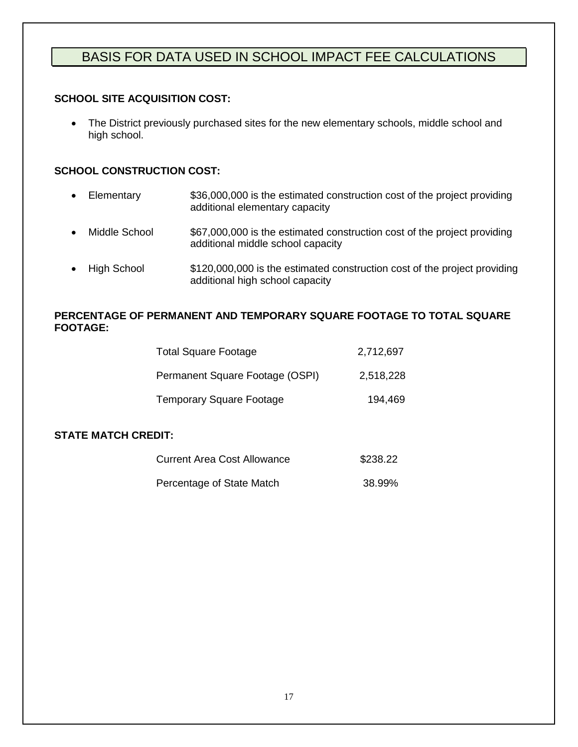# BASIS FOR DATA USED IN SCHOOL IMPACT FEE CALCULATIONS

**SCHOOL SITE ACQUISITION COST:**

- The District previously purchased sites for the new elementary schools, middle school and high school.

**SCHOOL CONSTRUCTION COST:**

- Elementary — $36,000,000 is the estimated construction cost of the project providing additional elementary capacity
- Middle School — $67,000,000 is the estimated construction cost of the project providing additional middle school capacity
- High School — $120,000,000 is the estimated construction cost of the project providing additional high school capacity

**PERCENTAGE OF PERMANENT AND TEMPORARY SQUARE FOOTAGE TO TOTAL SQUARE FOOTAGE:**

| | |
|---|---|
| Total Square Footage | 2,712,697 |
| Permanent Square Footage (OSPI) | 2,518,228 |
| Temporary Square Footage | 194,469 |

**STATE MATCH CREDIT:**

| | |
|---|---|
| Current Area Cost Allowance | $238.22 |
| Percentage of State Match | 38.99% |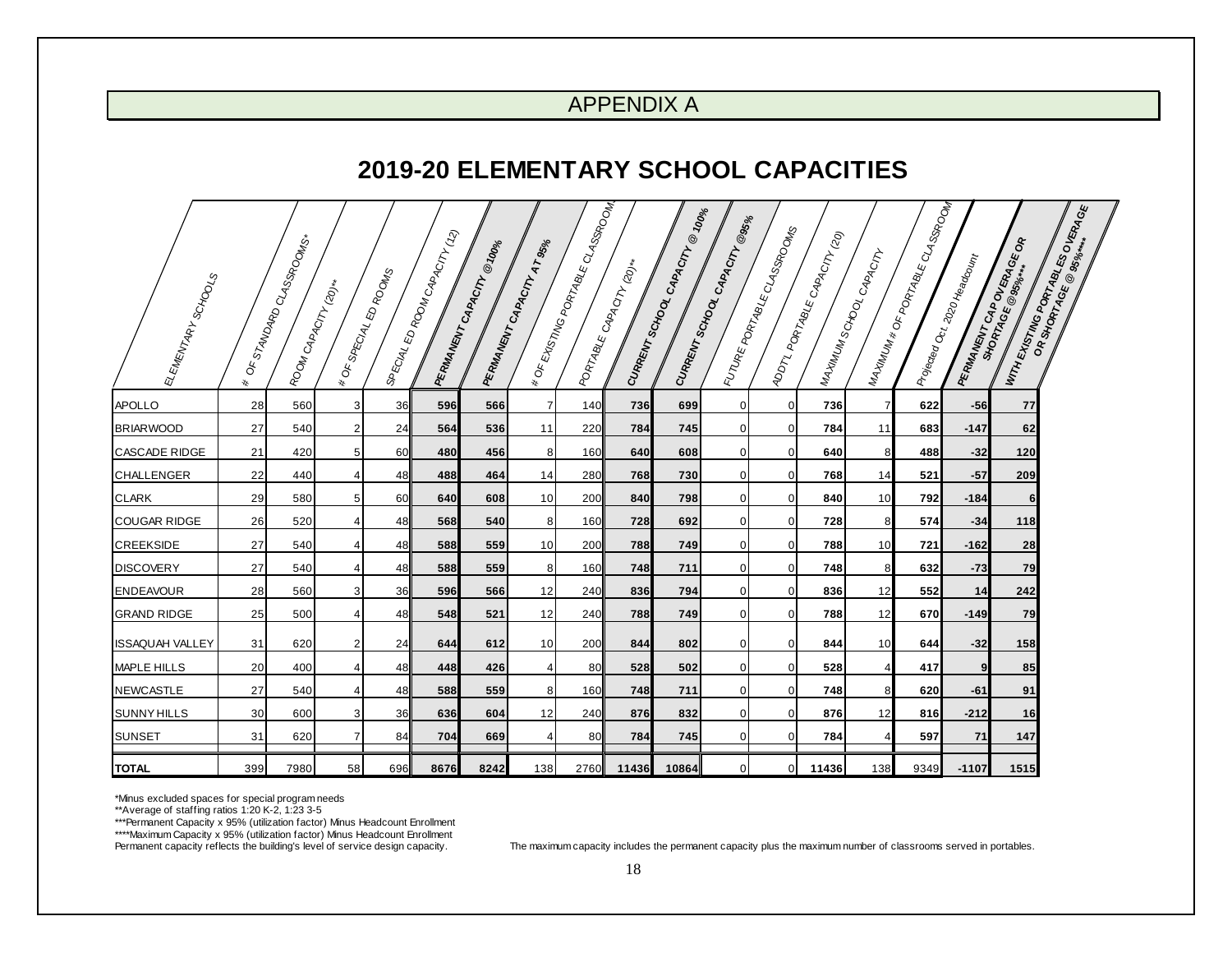# APPENDIX A

## 2019-20 ELEMENTARY SCHOOL CAPACITIES

| ELEMENTARY SCHOOLS | # OF STANDARD CLASSROOMS* | ROOM CAPACITY (20)** | # OF SPECIAL ED ROOMS | SPECIAL ED ROOM CAPACITY (12) | **PERMANENT CAPACITY @100%** | **PERMANENT CAPACITY AT 95%** | # OF EXISTING PORTABLE CLASSROOMS | PORTABLE CAPACITY (20)** | **CURRENT SCHOOL CAPACITY @ 100%** | **CURRENT SCHOOL CAPACITY @95%** | FUTURE PORTABLE CLASSROOMS | ADDT'L PORTABLE CAPACITY (20) | MAXIMUM SCHOOL CAPACITY | MAXIMUM # OF PORTABLE CLASSROOMS | Projected Oct. 2020 Headcount | **PERMANENT CAP OVERAGE OR SHORTAGE @95%***** | **WITH EXISTING PORTABLES OVERAGE OR SHORTAGE @ 95%******* |
|---|---|---|---|---|---|---|---|---|---|---|---|---|---|---|---|---|---|
| APOLLO | 28 | 560 | 3 | 36 | **596** | **566** | 7 | 140 | **736** | **699** | 0 | 0 | **736** | 7 | **622** | **-56** | **77** |
| BRIARWOOD | 27 | 540 | 2 | 24 | **564** | **536** | 11 | 220 | **784** | **745** | 0 | 0 | **784** | 11 | **683** | **-147** | **62** |
| CASCADE RIDGE | 21 | 420 | 5 | 60 | **480** | **456** | 8 | 160 | **640** | **608** | 0 | 0 | **640** | 8 | **488** | **-32** | **120** |
| CHALLENGER | 22 | 440 | 4 | 48 | **488** | **464** | 14 | 280 | **768** | **730** | 0 | 0 | **768** | 14 | **521** | **-57** | **209** |
| CLARK | 29 | 580 | 5 | 60 | **640** | **608** | 10 | 200 | **840** | **798** | 0 | 0 | **840** | 10 | **792** | **-184** | **6** |
| COUGAR RIDGE | 26 | 520 | 4 | 48 | **568** | **540** | 8 | 160 | **728** | **692** | 0 | 0 | **728** | 8 | **574** | **-34** | **118** |
| CREEKSIDE | 27 | 540 | 4 | 48 | **588** | **559** | 10 | 200 | **788** | **749** | 0 | 0 | **788** | 10 | **721** | **-162** | **28** |
| DISCOVERY | 27 | 540 | 4 | 48 | **588** | **559** | 8 | 160 | **748** | **711** | 0 | 0 | **748** | 8 | **632** | **-73** | **79** |
| ENDEAVOUR | 28 | 560 | 3 | 36 | **596** | **566** | 12 | 240 | **836** | **794** | 0 | 0 | **836** | 12 | **552** | **14** | **242** |
| GRAND RIDGE | 25 | 500 | 4 | 48 | **548** | **521** | 12 | 240 | **788** | **749** | 0 | 0 | **788** | 12 | **670** | **-149** | **79** |
| ISSAQUAH VALLEY | 31 | 620 | 2 | 24 | **644** | **612** | 10 | 200 | **844** | **802** | 0 | 0 | **844** | 10 | **644** | **-32** | **158** |
| MAPLE HILLS | 20 | 400 | 4 | 48 | **448** | **426** | 4 | 80 | **528** | **502** | 0 | 0 | **528** | 4 | **417** | **9** | **85** |
| NEWCASTLE | 27 | 540 | 4 | 48 | **588** | **559** | 8 | 160 | **748** | **711** | 0 | 0 | **748** | 8 | **620** | **-61** | **91** |
| SUNNY HILLS | 30 | 600 | 3 | 36 | **636** | **604** | 12 | 240 | **876** | **832** | 0 | 0 | **876** | 12 | **816** | **-212** | **16** |
| SUNSET | 31 | 620 | 7 | 84 | **704** | **669** | 4 | 80 | **784** | **745** | 0 | 0 | **784** | 4 | **597** | **71** | **147** |
| **TOTAL** | 399 | 7980 | 58 | 696 | **8676** | **8242** | 138 | 2760 | **11436** | **10864** | 0 | 0 | **11436** | 138 | 9349 | **-1107** | **1515** |

*Minus excluded spaces for special program needs
**Average of staffing ratios 1:20 K-2, 1:23 3-5
***Permanent Capacity x 95% (utilization factor) Minus Headcount Enrollment
****Maximum Capacity x 95% (utilization factor) Minus Headcount Enrollment
Permanent capacity reflects the building's level of service design capacity.

The maximum capacity includes the permanent capacity plus the maximum number of classrooms served in portables.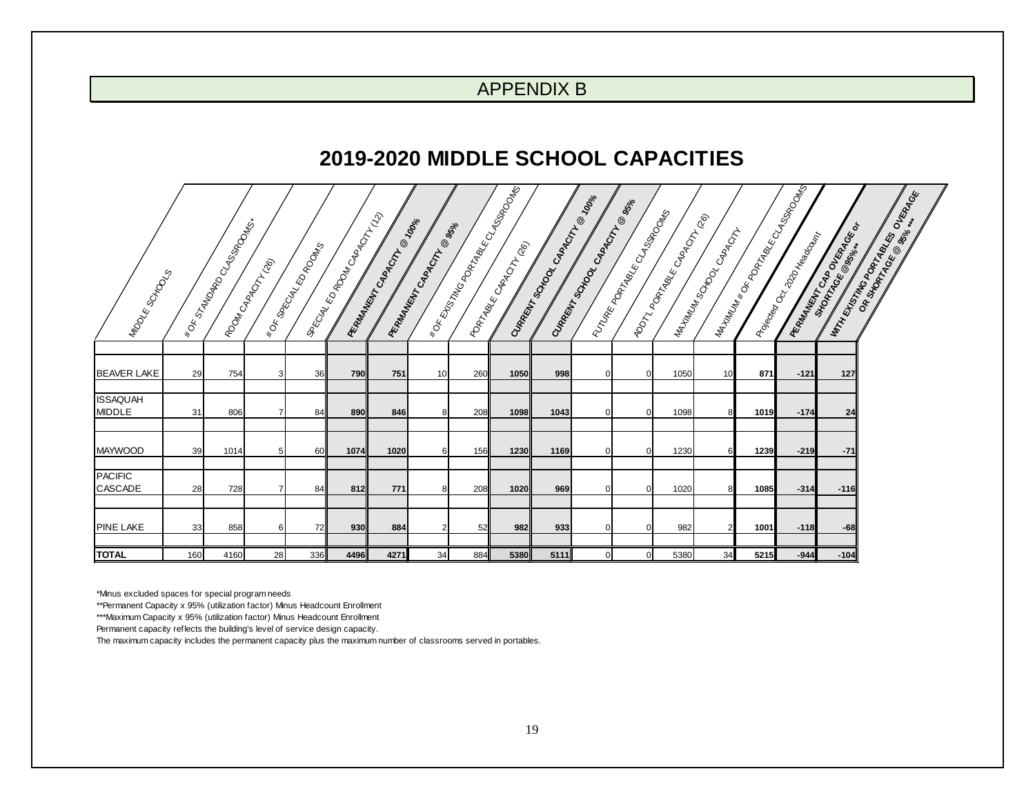# APPENDIX B

## 2019-2020 MIDDLE SCHOOL CAPACITIES

| MIDDLE SCHOOLS | # OF STANDARD CLASSROOMS* | ROOM CAPACITY (26) | # OF SPECIAL ED ROOMS | SPECIAL ED ROOM CAPACITY (12) | **PERMANENT CAPACITY @ 100%** | **PERMANENT CAPACITY @ 95%** | # OF EXISTING PORTABLE CLASSROOMS | PORTABLE CAPACITY (26) | **CURRENT SCHOOL CAPACITY @ 100%** | **CURRENT SCHOOL CAPACITY @ 95%** | FUTURE PORTABLE CLASSROOMS | ADDT'L PORTABLE CAPACITY (26) | MAXIMUM SCHOOL CAPACITY | MAXIMUM # OF PORTABLE CLASSROOMS | Projected Oct. 2020 Headcount | **PERMANENT CAP OVERAGE or SHORTAGE @95%\*\*** | **WITH EXISTING PORTABLES OVERAGE OR SHORTAGE @ 95% \*\*\*** |
|---|---|---|---|---|---|---|---|---|---|---|---|---|---|---|---|---|---|
| BEAVER LAKE | 29 | 754 | 3 | 36 | **790** | **751** | 10 | 260 | **1050** | **998** | 0 | 0 | 1050 | 10 | **871** | **-121** | **127** |
| ISSAQUAH MIDDLE | 31 | 806 | 7 | 84 | **890** | **846** | 8 | 208 | **1098** | **1043** | 0 | 0 | 1098 | 8 | **1019** | **-174** | **24** |
| MAYWOOD | 39 | 1014 | 5 | 60 | **1074** | **1020** | 6 | 156 | **1230** | **1169** | 0 | 0 | 1230 | 6 | **1239** | **-219** | **-71** |
| PACIFIC CASCADE | 28 | 728 | 7 | 84 | **812** | **771** | 8 | 208 | **1020** | **969** | 0 | 0 | 1020 | 8 | **1085** | **-314** | **-116** |
| PINE LAKE | 33 | 858 | 6 | 72 | **930** | **884** | 2 | 52 | **982** | **933** | 0 | 0 | 982 | 2 | **1001** | **-118** | **-68** |
| **TOTAL** | 160 | 4160 | 28 | 336 | **4496** | **4271** | 34 | 884 | **5380** | **5111** | 0 | 0 | 5380 | 34 | **5215** | **-944** | **-104** |

*Minus excluded spaces for special program needs

**Permanent Capacity x 95% (utilization factor) Minus Headcount Enrollment

***Maximum Capacity x 95% (utilization factor) Minus Headcount Enrollment

Permanent capacity reflects the building's level of service design capacity.

The maximum capacity includes the permanent capacity plus the maximum number of classrooms served in portables.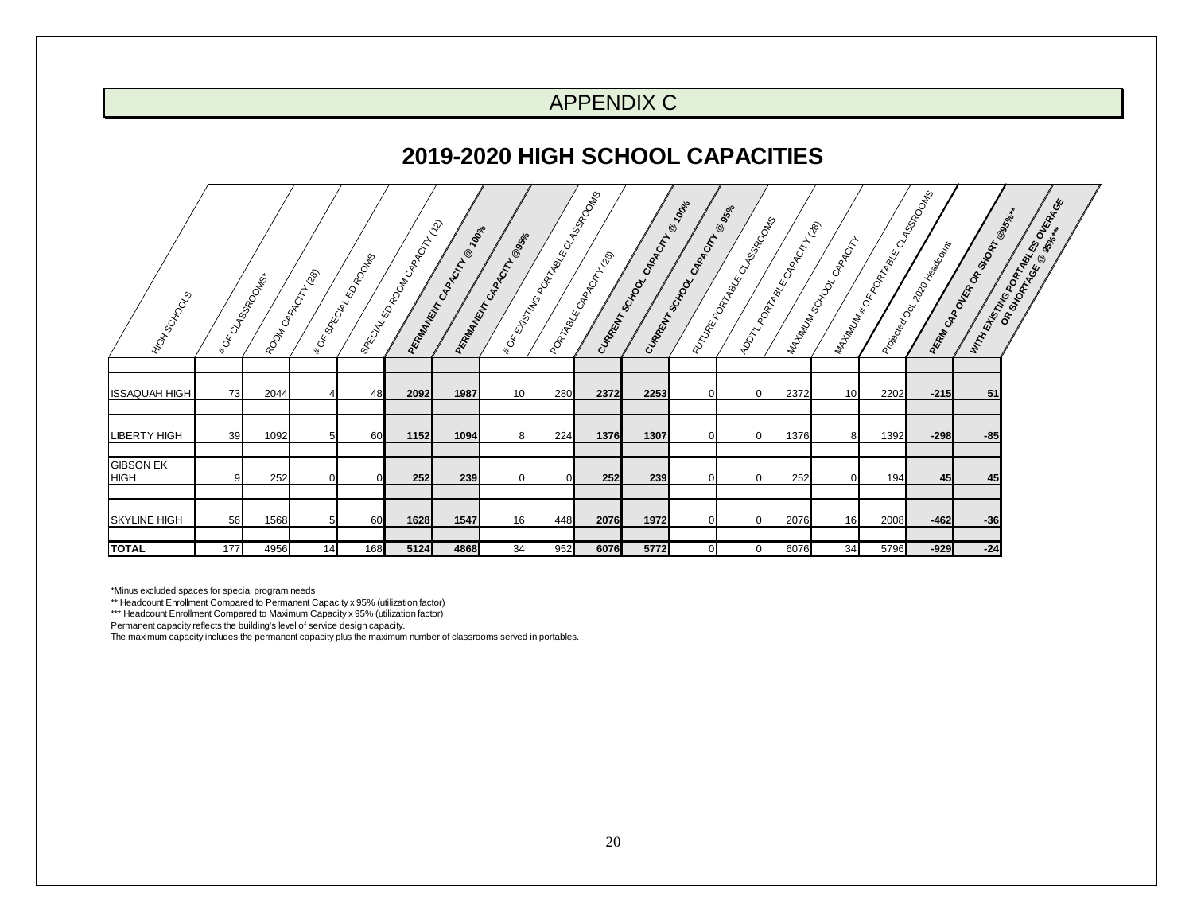# APPENDIX C

## 2019-2020 HIGH SCHOOL CAPACITIES

| HIGH SCHOOLS | # OF CLASSROOMS* | ROOM CAPACITY (28) | # OF SPECIAL ED ROOMS | SPECIAL ED ROOM CAPACITY (12) | **PERMANENT CAPACITY @ 100%** | **PERMANENT CAPACITY @95%** | # OF EXISTING PORTABLE CLASSROOMS | PORTABLE CAPACITY (28) | **CURRENT SCHOOL CAPACITY @ 100%** | **CURRENT SCHOOL CAPACITY @ 95%** | FUTURE PORTABLE CLASSROOMS | ADDT'L PORTABLE CAPACITY (28) | MAXIMUM SCHOOL CAPACITY | MAXIMUM # OF PORTABLE CLASSROOMS | Projected Oct. 2020 Headcount | **PERM CAP OVER OR SHORT @95%\*\*** | **WITH EXISTING PORTABLES OVERAGE OR SHORTAGE @ 95%\*\*\*** |
|---|---|---|---|---|---|---|---|---|---|---|---|---|---|---|---|---|---|
| ISSAQUAH HIGH | 73 | 2044 | 4 | 48 | **2092** | **1987** | 10 | 280 | **2372** | **2253** | 0 | 0 | 2372 | 10 | 2202 | **-215** | **51** |
| LIBERTY HIGH | 39 | 1092 | 5 | 60 | **1152** | **1094** | 8 | 224 | **1376** | **1307** | 0 | 0 | 1376 | 8 | 1392 | **-298** | **-85** |
| GIBSON EK HIGH | 9 | 252 | 0 | 0 | **252** | **239** | 0 | 0 | **252** | **239** | 0 | 0 | 252 | 0 | 194 | **45** | **45** |
| SKYLINE HIGH | 56 | 1568 | 5 | 60 | **1628** | **1547** | 16 | 448 | **2076** | **1972** | 0 | 0 | 2076 | 16 | 2008 | **-462** | **-36** |
| **TOTAL** | 177 | 4956 | 14 | 168 | **5124** | **4868** | 34 | 952 | **6076** | **5772** | 0 | 0 | 6076 | 34 | 5796 | **-929** | **-24** |

*Minus excluded spaces for special program needs

** Headcount Enrollment Compared to Permanent Capacity x 95% (utilization factor)

*** Headcount Enrollment Compared to Maximum Capacity x 95% (utilization factor)

Permanent capacity reflects the building's level of service design capacity.

The maximum capacity includes the permanent capacity plus the maximum number of classrooms served in portables.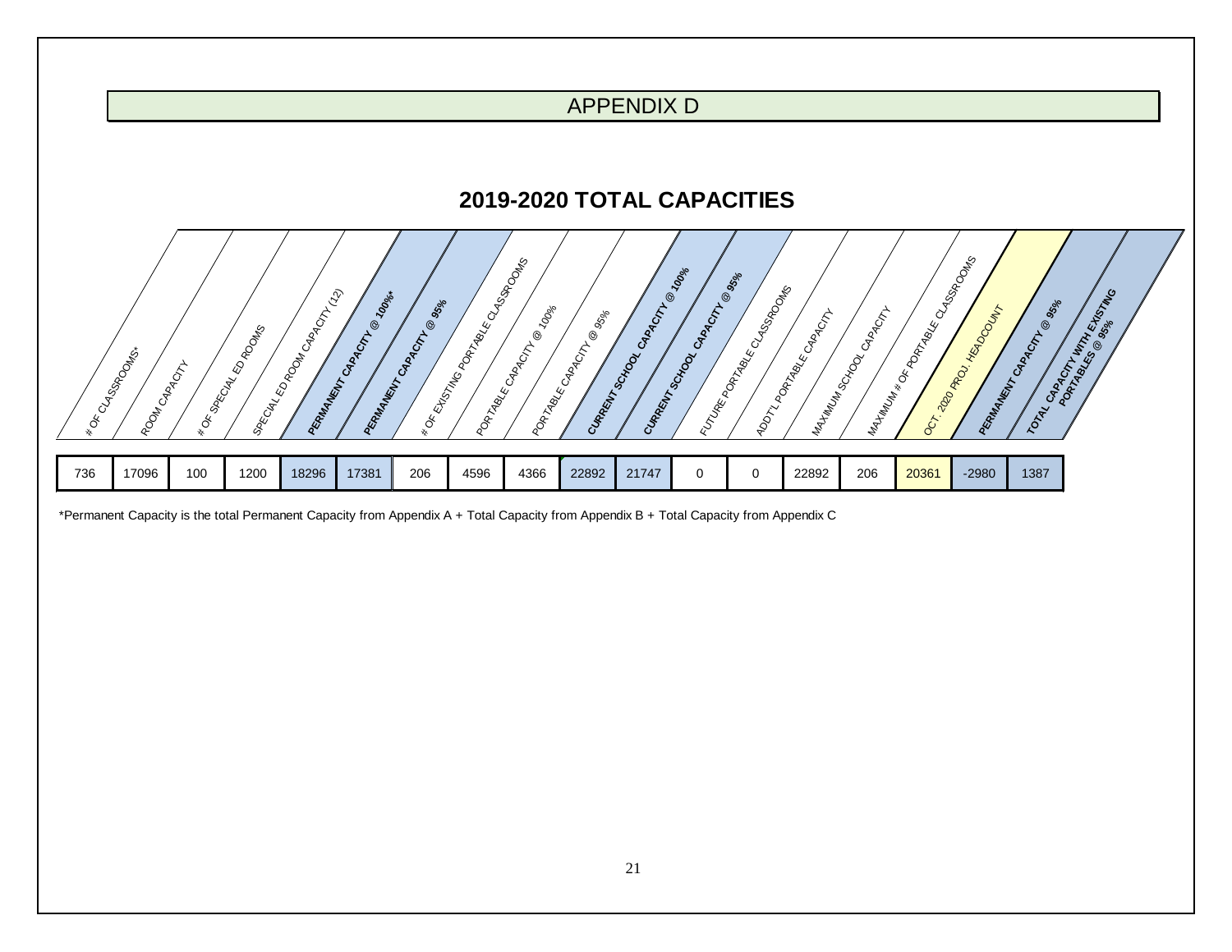# APPENDIX D

## 2019-2020 TOTAL CAPACITIES

| # OF CLASSROOMS* | ROOM CAPACITY | # OF SPECIAL ED ROOMS | SPECIAL ED ROOM CAPACITY (12) | **PERMANENT CAPACITY @ 100%*** | **PERMANENT CAPACITY @ 95%** | # OF EXISTING PORTABLE CLASSROOMS | PORTABLE CAPACITY @ 100% | PORTABLE CAPACITY @ 95% | **CURRENT SCHOOL CAPACITY @ 100%** | **CURRENT SCHOOL CAPACITY @ 95%** | FUTURE PORTABLE CLASSROOMS | ADDT'L PORTABLE CAPACITY | MAXIMUM SCHOOL CAPACITY | MAXIMUM # OF PORTABLE CLASSROOMS | OCT. 2020 PROJ. HEADCOUNT | **PERMANENT CAPACITY @ 95%** | **TOTAL CAPACITY WITH EXISTING PORTABLES @ 95%** |
|---|---|---|---|---|---|---|---|---|---|---|---|---|---|---|---|---|---|
| 736 | 17096 | 100 | 1200 | 18296 | 17381 | 206 | 4596 | 4366 | 22892 | 21747 | 0 | 0 | 22892 | 206 | 20361 | -2980 | 1387 |

*Permanent Capacity is the total Permanent Capacity from Appendix A + Total Capacity from Appendix B + Total Capacity from Appendix C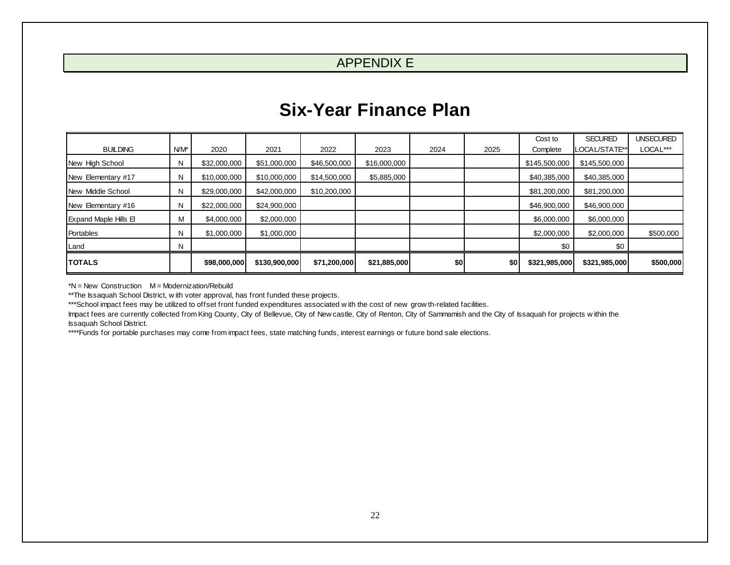## APPENDIX E

# Six-Year Finance Plan

| BUILDING | N/M* | 2020 | 2021 | 2022 | 2023 | 2024 | 2025 | Cost to Complete | SECURED LOCAL/STATE** | UNSECURED LOCAL*** |
|---|---|---|---|---|---|---|---|---|---|---|
| New High School | N | $32,000,000 | $51,000,000 | $46,500,000 | $16,000,000 | | | $145,500,000 | $145,500,000 | |
| New Elementary #17 | N | $10,000,000 | $10,000,000 | $14,500,000 | $5,885,000 | | | $40,385,000 | $40,385,000 | |
| New Middle School | N | $29,000,000 | $42,000,000 | $10,200,000 | | | | $81,200,000 | $81,200,000 | |
| New Elementary #16 | N | $22,000,000 | $24,900,000 | | | | | $46,900,000 | $46,900,000 | |
| Expand Maple Hills El | M | $4,000,000 | $2,000,000 | | | | | $6,000,000 | $6,000,000 | |
| Portables | N | $1,000,000 | $1,000,000 | | | | | $2,000,000 | $2,000,000 | $500,000 |
| Land | N | | | | | | | $0 | $0 | |
| **TOTALS** | | **$98,000,000** | **$130,900,000** | **$71,200,000** | **$21,885,000** | **$0** | **$0** | **$321,985,000** | **$321,985,000** | **$500,000** |

*N = New Construction M = Modernization/Rebuild

**The Issaquah School District, with voter approval, has front funded these projects.

***School impact fees may be utilized to offset front funded expenditures associated with the cost of new growth-related facilities.

Impact fees are currently collected from King County, City of Bellevue, City of Newcastle, City of Renton, City of Sammamish and the City of Issaquah for projects within the Issaquah School District.

****Funds for portable purchases may come from impact fees, state matching funds, interest earnings or future bond sale elections.